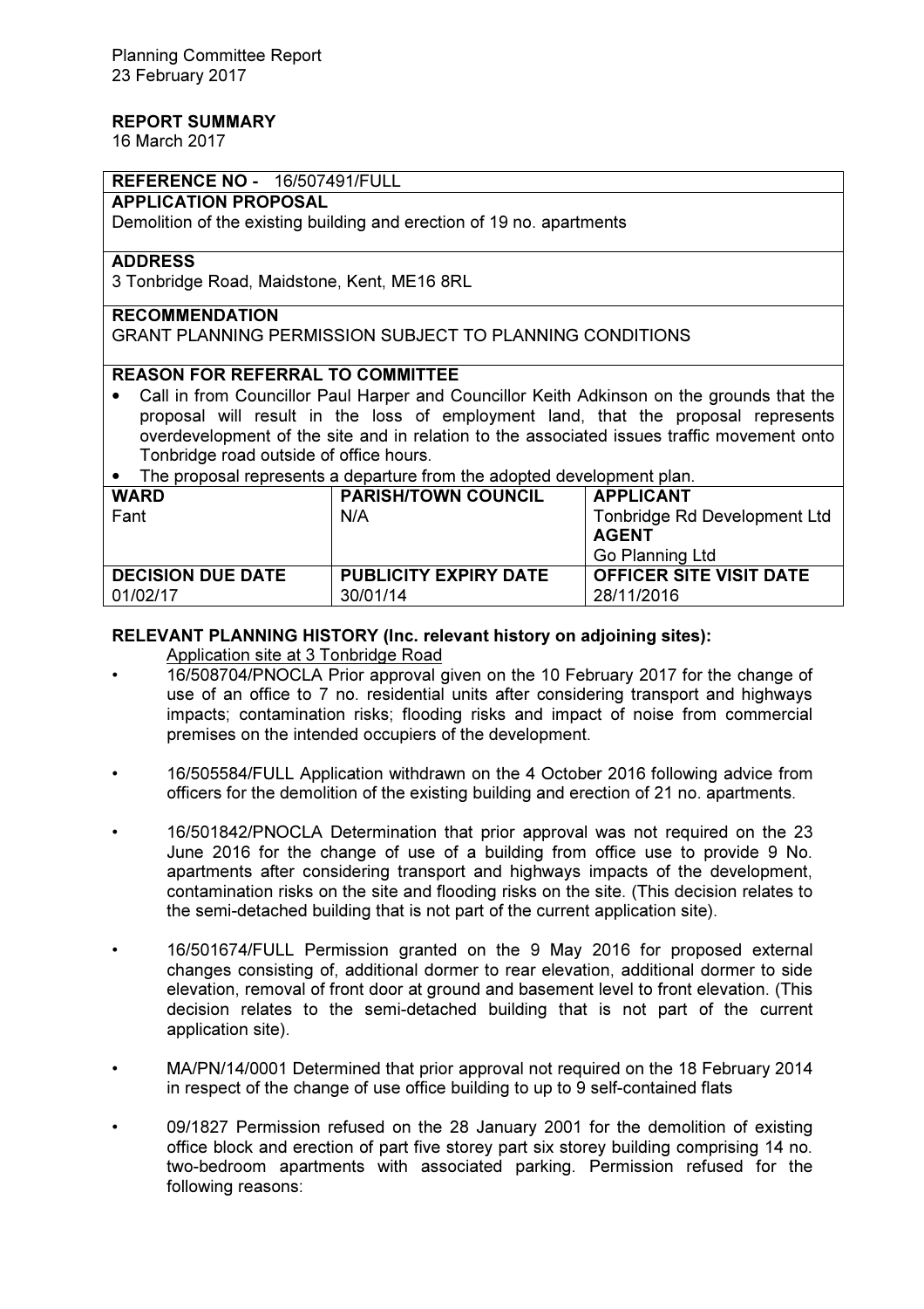Planning Committee Report
23 February 2017

**REPORT SUMMARY**
16 March 2017

| **REFERENCE NO -** 16/507491/FULL | | |
|---|---|---|
| **APPLICATION PROPOSAL**<br>Demolition of the existing building and erection of 19 no. apartments | | |
| **ADDRESS**<br>3 Tonbridge Road, Maidstone, Kent, ME16 8RL | | |
| **RECOMMENDATION**<br>GRANT PLANNING PERMISSION SUBJECT TO PLANNING CONDITIONS | | |
| **REASON FOR REFERRAL TO COMMITTEE**<br>• Call in from Councillor Paul Harper and Councillor Keith Adkinson on the grounds that the proposal will result in the loss of employment land, that the proposal represents overdevelopment of the site and in relation to the associated issues traffic movement onto Tonbridge road outside of office hours.<br>• The proposal represents a departure from the adopted development plan. | | |
| **WARD**<br>Fant | **PARISH/TOWN COUNCIL**<br>N/A | **APPLICANT**<br>Tonbridge Rd Development Ltd<br>**AGENT**<br>Go Planning Ltd |
| **DECISION DUE DATE**<br>01/02/17 | **PUBLICITY EXPIRY DATE**<br>30/01/14 | **OFFICER SITE VISIT DATE**<br>28/11/2016 |

**RELEVANT PLANNING HISTORY (Inc. relevant history on adjoining sites):**

Application site at 3 Tonbridge Road

- 16/508704/PNOCLA Prior approval given on the 10 February 2017 for the change of use of an office to 7 no. residential units after considering transport and highways impacts; contamination risks; flooding risks and impact of noise from commercial premises on the intended occupiers of the development.

- 16/505584/FULL Application withdrawn on the 4 October 2016 following advice from officers for the demolition of the existing building and erection of 21 no. apartments.

- 16/501842/PNOCLA Determination that prior approval was not required on the 23 June 2016 for the change of use of a building from office use to provide 9 No. apartments after considering transport and highways impacts of the development, contamination risks on the site and flooding risks on the site. (This decision relates to the semi-detached building that is not part of the current application site).

- 16/501674/FULL Permission granted on the 9 May 2016 for proposed external changes consisting of, additional dormer to rear elevation, additional dormer to side elevation, removal of front door at ground and basement level to front elevation. (This decision relates to the semi-detached building that is not part of the current application site).

- MA/PN/14/0001 Determined that prior approval not required on the 18 February 2014 in respect of the change of use office building to up to 9 self-contained flats

- 09/1827 Permission refused on the 28 January 2001 for the demolition of existing office block and erection of part five storey part six storey building comprising 14 no. two-bedroom apartments with associated parking. Permission refused for the following reasons: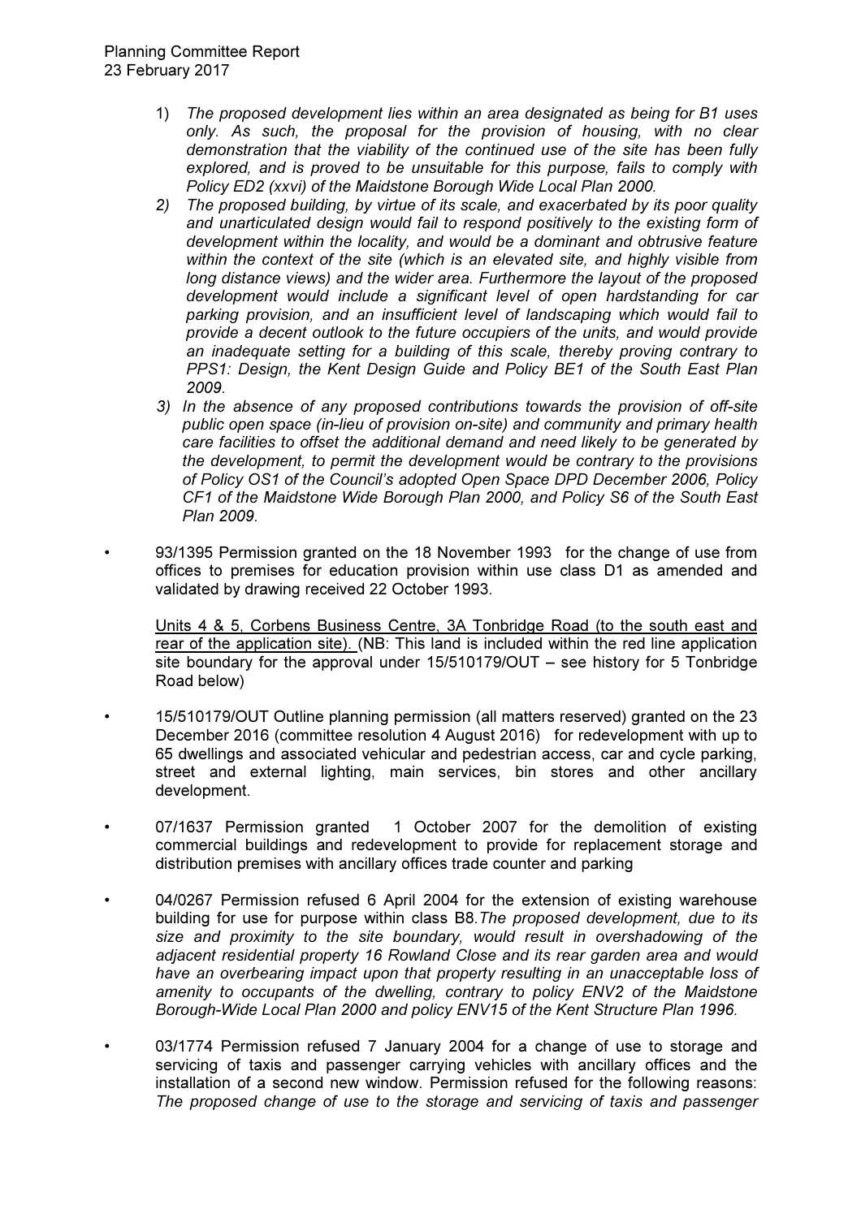1) *The proposed development lies within an area designated as being for B1 uses only. As such, the proposal for the provision of housing, with no clear demonstration that the viability of the continued use of the site has been fully explored, and is proved to be unsuitable for this purpose, fails to comply with Policy ED2 (xxvi) of the Maidstone Borough Wide Local Plan 2000.*
2) *The proposed building, by virtue of its scale, and exacerbated by its poor quality and unarticulated design would fail to respond positively to the existing form of development within the locality, and would be a dominant and obtrusive feature within the context of the site (which is an elevated site, and highly visible from long distance views) and the wider area. Furthermore the layout of the proposed development would include a significant level of open hardstanding for car parking provision, and an insufficient level of landscaping which would fail to provide a decent outlook to the future occupiers of the units, and would provide an inadequate setting for a building of this scale, thereby proving contrary to PPS1: Design, the Kent Design Guide and Policy BE1 of the South East Plan 2009.*
3) *In the absence of any proposed contributions towards the provision of off-site public open space (in-lieu of provision on-site) and community and primary health care facilities to offset the additional demand and need likely to be generated by the development, to permit the development would be contrary to the provisions of Policy OS1 of the Council's adopted Open Space DPD December 2006, Policy CF1 of the Maidstone Wide Borough Plan 2000, and Policy S6 of the South East Plan 2009.*

- 93/1395 Permission granted on the 18 November 1993 for the change of use from offices to premises for education provision within use class D1 as amended and validated by drawing received 22 October 1993.

<u>Units 4 & 5, Corbens Business Centre, 3A Tonbridge Road (to the south east and rear of the application site).</u> (NB: This land is included within the red line application site boundary for the approval under 15/510179/OUT – see history for 5 Tonbridge Road below)

- 15/510179/OUT Outline planning permission (all matters reserved) granted on the 23 December 2016 (committee resolution 4 August 2016) for redevelopment with up to 65 dwellings and associated vehicular and pedestrian access, car and cycle parking, street and external lighting, main services, bin stores and other ancillary development.
- 07/1637 Permission granted 1 October 2007 for the demolition of existing commercial buildings and redevelopment to provide for replacement storage and distribution premises with ancillary offices trade counter and parking
- 04/0267 Permission refused 6 April 2004 for the extension of existing warehouse building for use for purpose within class B8.*The proposed development, due to its size and proximity to the site boundary, would result in overshadowing of the adjacent residential property 16 Rowland Close and its rear garden area and would have an overbearing impact upon that property resulting in an unacceptable loss of amenity to occupants of the dwelling, contrary to policy ENV2 of the Maidstone Borough-Wide Local Plan 2000 and policy ENV15 of the Kent Structure Plan 1996.*
- 03/1774 Permission refused 7 January 2004 for a change of use to storage and servicing of taxis and passenger carrying vehicles with ancillary offices and the installation of a second new window. Permission refused for the following reasons: *The proposed change of use to the storage and servicing of taxis and passenger*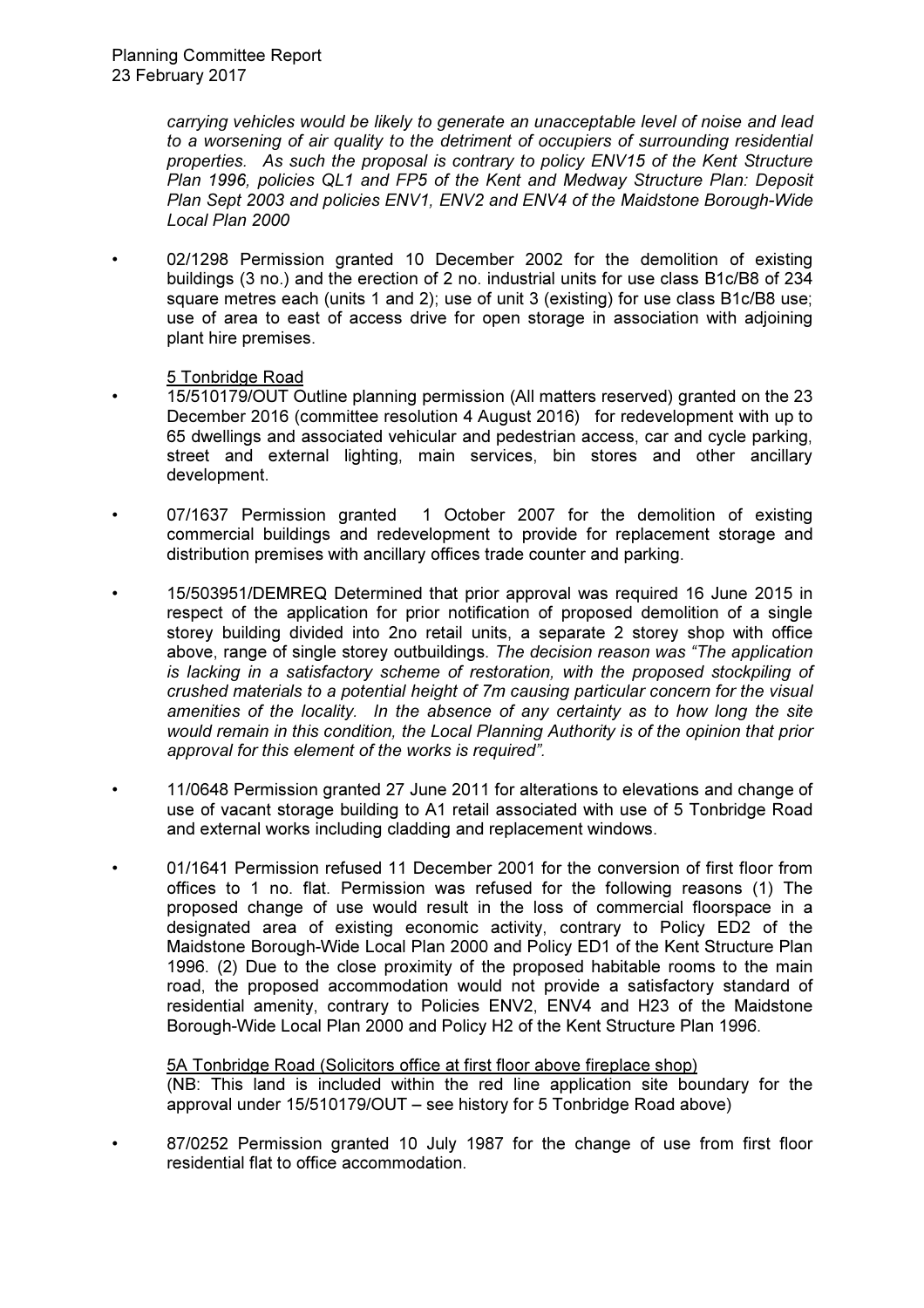*carrying vehicles would be likely to generate an unacceptable level of noise and lead to a worsening of air quality to the detriment of occupiers of surrounding residential properties. As such the proposal is contrary to policy ENV15 of the Kent Structure Plan 1996, policies QL1 and FP5 of the Kent and Medway Structure Plan: Deposit Plan Sept 2003 and policies ENV1, ENV2 and ENV4 of the Maidstone Borough-Wide Local Plan 2000*

- 02/1298 Permission granted 10 December 2002 for the demolition of existing buildings (3 no.) and the erection of 2 no. industrial units for use class B1c/B8 of 234 square metres each (units 1 and 2); use of unit 3 (existing) for use class B1c/B8 use; use of area to east of access drive for open storage in association with adjoining plant hire premises.

<u>5 Tonbridge Road</u>

- 15/510179/OUT Outline planning permission (All matters reserved) granted on the 23 December 2016 (committee resolution 4 August 2016) for redevelopment with up to 65 dwellings and associated vehicular and pedestrian access, car and cycle parking, street and external lighting, main services, bin stores and other ancillary development.

- 07/1637 Permission granted 1 October 2007 for the demolition of existing commercial buildings and redevelopment to provide for replacement storage and distribution premises with ancillary offices trade counter and parking.

- 15/503951/DEMREQ Determined that prior approval was required 16 June 2015 in respect of the application for prior notification of proposed demolition of a single storey building divided into 2no retail units, a separate 2 storey shop with office above, range of single storey outbuildings. *The decision reason was "The application is lacking in a satisfactory scheme of restoration, with the proposed stockpiling of crushed materials to a potential height of 7m causing particular concern for the visual amenities of the locality. In the absence of any certainty as to how long the site would remain in this condition, the Local Planning Authority is of the opinion that prior approval for this element of the works is required".*

- 11/0648 Permission granted 27 June 2011 for alterations to elevations and change of use of vacant storage building to A1 retail associated with use of 5 Tonbridge Road and external works including cladding and replacement windows.

- 01/1641 Permission refused 11 December 2001 for the conversion of first floor from offices to 1 no. flat. Permission was refused for the following reasons (1) The proposed change of use would result in the loss of commercial floorspace in a designated area of existing economic activity, contrary to Policy ED2 of the Maidstone Borough-Wide Local Plan 2000 and Policy ED1 of the Kent Structure Plan 1996. (2) Due to the close proximity of the proposed habitable rooms to the main road, the proposed accommodation would not provide a satisfactory standard of residential amenity, contrary to Policies ENV2, ENV4 and H23 of the Maidstone Borough-Wide Local Plan 2000 and Policy H2 of the Kent Structure Plan 1996.

<u>5A Tonbridge Road (Solicitors office at first floor above fireplace shop)</u>
(NB: This land is included within the red line application site boundary for the approval under 15/510179/OUT – see history for 5 Tonbridge Road above)

- 87/0252 Permission granted 10 July 1987 for the change of use from first floor residential flat to office accommodation.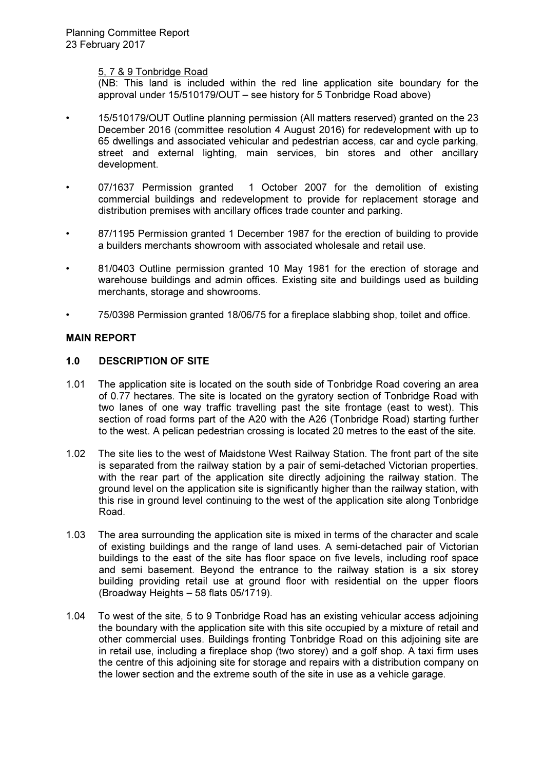5, 7 & 9 Tonbridge Road
(NB: This land is included within the red line application site boundary for the approval under 15/510179/OUT – see history for 5 Tonbridge Road above)

- 15/510179/OUT Outline planning permission (All matters reserved) granted on the 23 December 2016 (committee resolution 4 August 2016) for redevelopment with up to 65 dwellings and associated vehicular and pedestrian access, car and cycle parking, street and external lighting, main services, bin stores and other ancillary development.
- 07/1637 Permission granted 1 October 2007 for the demolition of existing commercial buildings and redevelopment to provide for replacement storage and distribution premises with ancillary offices trade counter and parking.
- 87/1195 Permission granted 1 December 1987 for the erection of building to provide a builders merchants showroom with associated wholesale and retail use.
- 81/0403 Outline permission granted 10 May 1981 for the erection of storage and warehouse buildings and admin offices. Existing site and buildings used as building merchants, storage and showrooms.
- 75/0398 Permission granted 18/06/75 for a fireplace slabbing shop, toilet and office.

**MAIN REPORT**

**1.0 DESCRIPTION OF SITE**

1.01 The application site is located on the south side of Tonbridge Road covering an area of 0.77 hectares. The site is located on the gyratory section of Tonbridge Road with two lanes of one way traffic travelling past the site frontage (east to west). This section of road forms part of the A20 with the A26 (Tonbridge Road) starting further to the west. A pelican pedestrian crossing is located 20 metres to the east of the site.

1.02 The site lies to the west of Maidstone West Railway Station. The front part of the site is separated from the railway station by a pair of semi-detached Victorian properties, with the rear part of the application site directly adjoining the railway station. The ground level on the application site is significantly higher than the railway station, with this rise in ground level continuing to the west of the application site along Tonbridge Road.

1.03 The area surrounding the application site is mixed in terms of the character and scale of existing buildings and the range of land uses. A semi-detached pair of Victorian buildings to the east of the site has floor space on five levels, including roof space and semi basement. Beyond the entrance to the railway station is a six storey building providing retail use at ground floor with residential on the upper floors (Broadway Heights – 58 flats 05/1719).

1.04 To west of the site, 5 to 9 Tonbridge Road has an existing vehicular access adjoining the boundary with the application site with this site occupied by a mixture of retail and other commercial uses. Buildings fronting Tonbridge Road on this adjoining site are in retail use, including a fireplace shop (two storey) and a golf shop. A taxi firm uses the centre of this adjoining site for storage and repairs with a distribution company on the lower section and the extreme south of the site in use as a vehicle garage.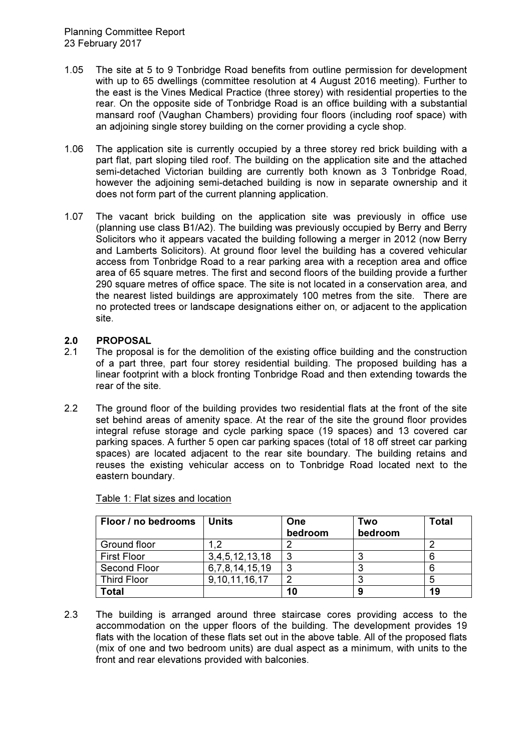1.05 The site at 5 to 9 Tonbridge Road benefits from outline permission for development with up to 65 dwellings (committee resolution at 4 August 2016 meeting). Further to the east is the Vines Medical Practice (three storey) with residential properties to the rear. On the opposite side of Tonbridge Road is an office building with a substantial mansard roof (Vaughan Chambers) providing four floors (including roof space) with an adjoining single storey building on the corner providing a cycle shop.

1.06 The application site is currently occupied by a three storey red brick building with a part flat, part sloping tiled roof. The building on the application site and the attached semi-detached Victorian building are currently both known as 3 Tonbridge Road, however the adjoining semi-detached building is now in separate ownership and it does not form part of the current planning application.

1.07 The vacant brick building on the application site was previously in office use (planning use class B1/A2). The building was previously occupied by Berry and Berry Solicitors who it appears vacated the building following a merger in 2012 (now Berry and Lamberts Solicitors). At ground floor level the building has a covered vehicular access from Tonbridge Road to a rear parking area with a reception area and office area of 65 square metres. The first and second floors of the building provide a further 290 square metres of office space. The site is not located in a conservation area, and the nearest listed buildings are approximately 100 metres from the site. There are no protected trees or landscape designations either on, or adjacent to the application site.

## 2.0 PROPOSAL

2.1 The proposal is for the demolition of the existing office building and the construction of a part three, part four storey residential building. The proposed building has a linear footprint with a block fronting Tonbridge Road and then extending towards the rear of the site.

2.2 The ground floor of the building provides two residential flats at the front of the site set behind areas of amenity space. At the rear of the site the ground floor provides integral refuse storage and cycle parking space (19 spaces) and 13 covered car parking spaces. A further 5 open car parking spaces (total of 18 off street car parking spaces) are located adjacent to the rear site boundary. The building retains and reuses the existing vehicular access on to Tonbridge Road located next to the eastern boundary.

Table 1: Flat sizes and location

| Floor / no bedrooms | Units | One bedroom | Two bedroom | Total |
|---|---|---|---|---|
| Ground floor | 1,2 | 2 | | 2 |
| First Floor | 3,4,5,12,13,18 | 3 | 3 | 6 |
| Second Floor | 6,7,8,14,15,19 | 3 | 3 | 6 |
| Third Floor | 9,10,11,16,17 | 2 | 3 | 5 |
| **Total** | | **10** | **9** | **19** |

2.3 The building is arranged around three staircase cores providing access to the accommodation on the upper floors of the building. The development provides 19 flats with the location of these flats set out in the above table. All of the proposed flats (mix of one and two bedroom units) are dual aspect as a minimum, with units to the front and rear elevations provided with balconies.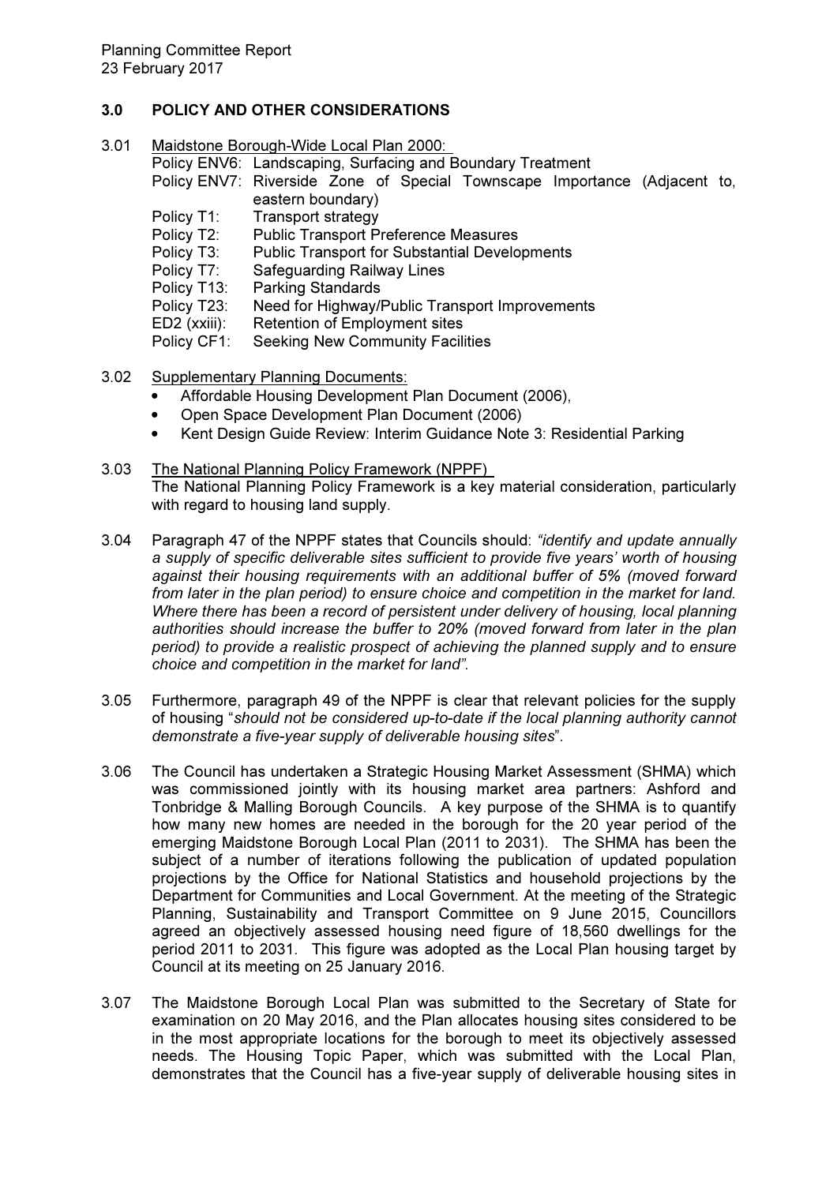## 3.0 POLICY AND OTHER CONSIDERATIONS

3.01 Maidstone Borough-Wide Local Plan 2000:

| | |
|---|---|
| Policy ENV6: | Landscaping, Surfacing and Boundary Treatment |
| Policy ENV7: | Riverside Zone of Special Townscape Importance (Adjacent to, eastern boundary) |
| Policy T1: | Transport strategy |
| Policy T2: | Public Transport Preference Measures |
| Policy T3: | Public Transport for Substantial Developments |
| Policy T7: | Safeguarding Railway Lines |
| Policy T13: | Parking Standards |
| Policy T23: | Need for Highway/Public Transport Improvements |
| ED2 (xxiii): | Retention of Employment sites |
| Policy CF1: | Seeking New Community Facilities |

3.02 Supplementary Planning Documents:

- Affordable Housing Development Plan Document (2006),
- Open Space Development Plan Document (2006)
- Kent Design Guide Review: Interim Guidance Note 3: Residential Parking

3.03 The National Planning Policy Framework (NPPF)
The National Planning Policy Framework is a key material consideration, particularly with regard to housing land supply.

3.04 Paragraph 47 of the NPPF states that Councils should: *"identify and update annually a supply of specific deliverable sites sufficient to provide five years' worth of housing against their housing requirements with an additional buffer of 5% (moved forward from later in the plan period) to ensure choice and competition in the market for land. Where there has been a record of persistent under delivery of housing, local planning authorities should increase the buffer to 20% (moved forward from later in the plan period) to provide a realistic prospect of achieving the planned supply and to ensure choice and competition in the market for land".*

3.05 Furthermore, paragraph 49 of the NPPF is clear that relevant policies for the supply of housing "*should not be considered up-to-date if the local planning authority cannot demonstrate a five-year supply of deliverable housing sites*".

3.06 The Council has undertaken a Strategic Housing Market Assessment (SHMA) which was commissioned jointly with its housing market area partners: Ashford and Tonbridge & Malling Borough Councils. A key purpose of the SHMA is to quantify how many new homes are needed in the borough for the 20 year period of the emerging Maidstone Borough Local Plan (2011 to 2031). The SHMA has been the subject of a number of iterations following the publication of updated population projections by the Office for National Statistics and household projections by the Department for Communities and Local Government. At the meeting of the Strategic Planning, Sustainability and Transport Committee on 9 June 2015, Councillors agreed an objectively assessed housing need figure of 18,560 dwellings for the period 2011 to 2031. This figure was adopted as the Local Plan housing target by Council at its meeting on 25 January 2016.

3.07 The Maidstone Borough Local Plan was submitted to the Secretary of State for examination on 20 May 2016, and the Plan allocates housing sites considered to be in the most appropriate locations for the borough to meet its objectively assessed needs. The Housing Topic Paper, which was submitted with the Local Plan, demonstrates that the Council has a five-year supply of deliverable housing sites in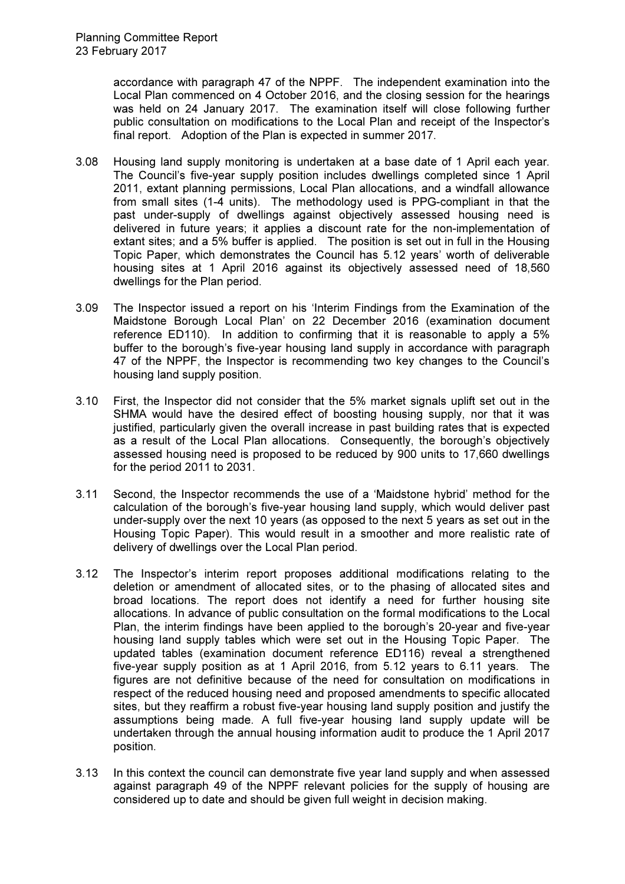accordance with paragraph 47 of the NPPF. The independent examination into the Local Plan commenced on 4 October 2016, and the closing session for the hearings was held on 24 January 2017. The examination itself will close following further public consultation on modifications to the Local Plan and receipt of the Inspector's final report. Adoption of the Plan is expected in summer 2017.

3.08 Housing land supply monitoring is undertaken at a base date of 1 April each year. The Council's five-year supply position includes dwellings completed since 1 April 2011, extant planning permissions, Local Plan allocations, and a windfall allowance from small sites (1-4 units). The methodology used is PPG-compliant in that the past under-supply of dwellings against objectively assessed housing need is delivered in future years; it applies a discount rate for the non-implementation of extant sites; and a 5% buffer is applied. The position is set out in full in the Housing Topic Paper, which demonstrates the Council has 5.12 years' worth of deliverable housing sites at 1 April 2016 against its objectively assessed need of 18,560 dwellings for the Plan period.

3.09 The Inspector issued a report on his 'Interim Findings from the Examination of the Maidstone Borough Local Plan' on 22 December 2016 (examination document reference ED110). In addition to confirming that it is reasonable to apply a 5% buffer to the borough's five-year housing land supply in accordance with paragraph 47 of the NPPF, the Inspector is recommending two key changes to the Council's housing land supply position.

3.10 First, the Inspector did not consider that the 5% market signals uplift set out in the SHMA would have the desired effect of boosting housing supply, nor that it was justified, particularly given the overall increase in past building rates that is expected as a result of the Local Plan allocations. Consequently, the borough's objectively assessed housing need is proposed to be reduced by 900 units to 17,660 dwellings for the period 2011 to 2031.

3.11 Second, the Inspector recommends the use of a 'Maidstone hybrid' method for the calculation of the borough's five-year housing land supply, which would deliver past under-supply over the next 10 years (as opposed to the next 5 years as set out in the Housing Topic Paper). This would result in a smoother and more realistic rate of delivery of dwellings over the Local Plan period.

3.12 The Inspector's interim report proposes additional modifications relating to the deletion or amendment of allocated sites, or to the phasing of allocated sites and broad locations. The report does not identify a need for further housing site allocations. In advance of public consultation on the formal modifications to the Local Plan, the interim findings have been applied to the borough's 20-year and five-year housing land supply tables which were set out in the Housing Topic Paper. The updated tables (examination document reference ED116) reveal a strengthened five-year supply position as at 1 April 2016, from 5.12 years to 6.11 years. The figures are not definitive because of the need for consultation on modifications in respect of the reduced housing need and proposed amendments to specific allocated sites, but they reaffirm a robust five-year housing land supply position and justify the assumptions being made. A full five-year housing land supply update will be undertaken through the annual housing information audit to produce the 1 April 2017 position.

3.13 In this context the council can demonstrate five year land supply and when assessed against paragraph 49 of the NPPF relevant policies for the supply of housing are considered up to date and should be given full weight in decision making.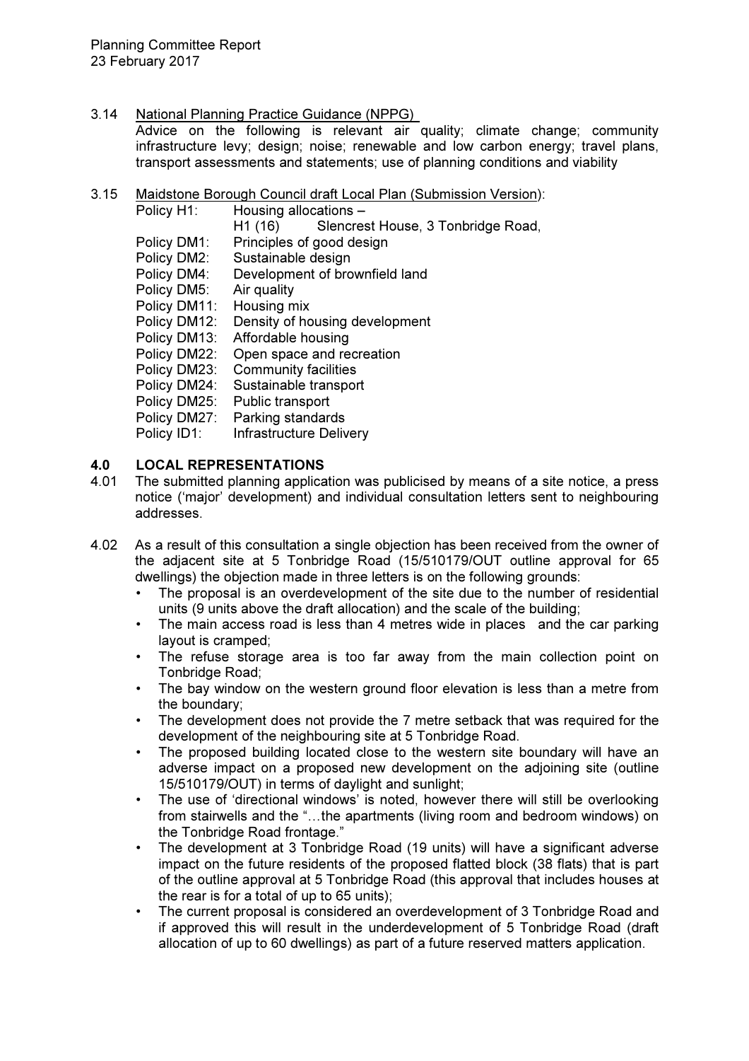3.14 National Planning Practice Guidance (NPPG)

Advice on the following is relevant air quality; climate change; community infrastructure levy; design; noise; renewable and low carbon energy; travel plans, transport assessments and statements; use of planning conditions and viability

3.15 Maidstone Borough Council draft Local Plan (Submission Version):

Policy H1: Housing allocations –
H1 (16) Slencrest House, 3 Tonbridge Road,
Policy DM1: Principles of good design
Policy DM2: Sustainable design
Policy DM4: Development of brownfield land
Policy DM5: Air quality
Policy DM11: Housing mix
Policy DM12: Density of housing development
Policy DM13: Affordable housing
Policy DM22: Open space and recreation
Policy DM23: Community facilities
Policy DM24: Sustainable transport
Policy DM25: Public transport
Policy DM27: Parking standards
Policy ID1: Infrastructure Delivery

## 4.0 LOCAL REPRESENTATIONS

4.01 The submitted planning application was publicised by means of a site notice, a press notice ('major' development) and individual consultation letters sent to neighbouring addresses.

4.02 As a result of this consultation a single objection has been received from the owner of the adjacent site at 5 Tonbridge Road (15/510179/OUT outline approval for 65 dwellings) the objection made in three letters is on the following grounds:

- The proposal is an overdevelopment of the site due to the number of residential units (9 units above the draft allocation) and the scale of the building;
- The main access road is less than 4 metres wide in places and the car parking layout is cramped;
- The refuse storage area is too far away from the main collection point on Tonbridge Road;
- The bay window on the western ground floor elevation is less than a metre from the boundary;
- The development does not provide the 7 metre setback that was required for the development of the neighbouring site at 5 Tonbridge Road.
- The proposed building located close to the western site boundary will have an adverse impact on a proposed new development on the adjoining site (outline 15/510179/OUT) in terms of daylight and sunlight;
- The use of 'directional windows' is noted, however there will still be overlooking from stairwells and the "…the apartments (living room and bedroom windows) on the Tonbridge Road frontage."
- The development at 3 Tonbridge Road (19 units) will have a significant adverse impact on the future residents of the proposed flatted block (38 flats) that is part of the outline approval at 5 Tonbridge Road (this approval that includes houses at the rear is for a total of up to 65 units);
- The current proposal is considered an overdevelopment of 3 Tonbridge Road and if approved this will result in the underdevelopment of 5 Tonbridge Road (draft allocation of up to 60 dwellings) as part of a future reserved matters application.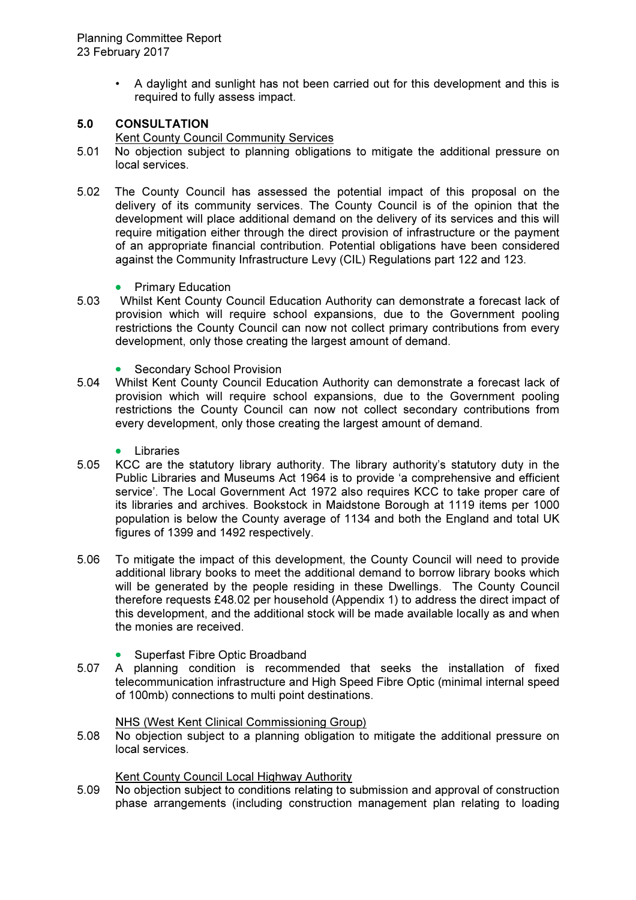- A daylight and sunlight has not been carried out for this development and this is required to fully assess impact.

## 5.0 CONSULTATION

Kent County Council Community Services

5.01 No objection subject to planning obligations to mitigate the additional pressure on local services.

5.02 The County Council has assessed the potential impact of this proposal on the delivery of its community services. The County Council is of the opinion that the development will place additional demand on the delivery of its services and this will require mitigation either through the direct provision of infrastructure or the payment of an appropriate financial contribution. Potential obligations have been considered against the Community Infrastructure Levy (CIL) Regulations part 122 and 123.

- Primary Education

5.03 Whilst Kent County Council Education Authority can demonstrate a forecast lack of provision which will require school expansions, due to the Government pooling restrictions the County Council can now not collect primary contributions from every development, only those creating the largest amount of demand.

- Secondary School Provision

5.04 Whilst Kent County Council Education Authority can demonstrate a forecast lack of provision which will require school expansions, due to the Government pooling restrictions the County Council can now not collect secondary contributions from every development, only those creating the largest amount of demand.

- Libraries

5.05 KCC are the statutory library authority. The library authority's statutory duty in the Public Libraries and Museums Act 1964 is to provide 'a comprehensive and efficient service'. The Local Government Act 1972 also requires KCC to take proper care of its libraries and archives. Bookstock in Maidstone Borough at 1119 items per 1000 population is below the County average of 1134 and both the England and total UK figures of 1399 and 1492 respectively.

5.06 To mitigate the impact of this development, the County Council will need to provide additional library books to meet the additional demand to borrow library books which will be generated by the people residing in these Dwellings. The County Council therefore requests £48.02 per household (Appendix 1) to address the direct impact of this development, and the additional stock will be made available locally as and when the monies are received.

- Superfast Fibre Optic Broadband

5.07 A planning condition is recommended that seeks the installation of fixed telecommunication infrastructure and High Speed Fibre Optic (minimal internal speed of 100mb) connections to multi point destinations.

NHS (West Kent Clinical Commissioning Group)

5.08 No objection subject to a planning obligation to mitigate the additional pressure on local services.

Kent County Council Local Highway Authority

5.09 No objection subject to conditions relating to submission and approval of construction phase arrangements (including construction management plan relating to loading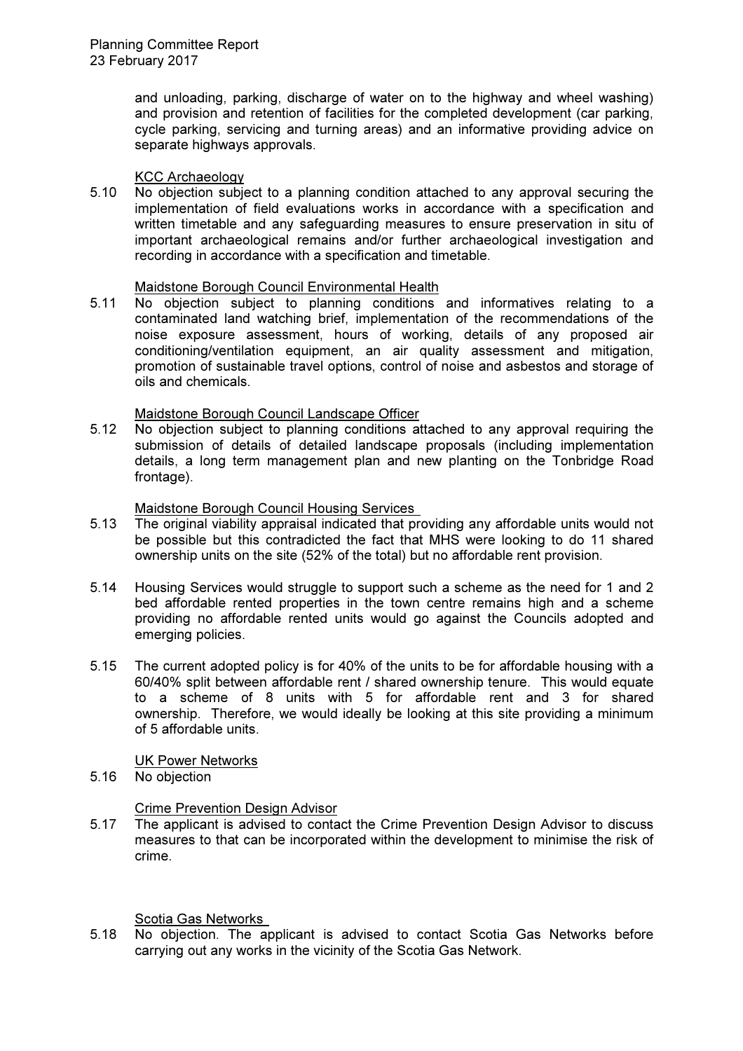and unloading, parking, discharge of water on to the highway and wheel washing) and provision and retention of facilities for the completed development (car parking, cycle parking, servicing and turning areas) and an informative providing advice on separate highways approvals.

KCC Archaeology

5.10 No objection subject to a planning condition attached to any approval securing the implementation of field evaluations works in accordance with a specification and written timetable and any safeguarding measures to ensure preservation in situ of important archaeological remains and/or further archaeological investigation and recording in accordance with a specification and timetable.

Maidstone Borough Council Environmental Health

5.11 No objection subject to planning conditions and informatives relating to a contaminated land watching brief, implementation of the recommendations of the noise exposure assessment, hours of working, details of any proposed air conditioning/ventilation equipment, an air quality assessment and mitigation, promotion of sustainable travel options, control of noise and asbestos and storage of oils and chemicals.

Maidstone Borough Council Landscape Officer

5.12 No objection subject to planning conditions attached to any approval requiring the submission of details of detailed landscape proposals (including implementation details, a long term management plan and new planting on the Tonbridge Road frontage).

Maidstone Borough Council Housing Services

5.13 The original viability appraisal indicated that providing any affordable units would not be possible but this contradicted the fact that MHS were looking to do 11 shared ownership units on the site (52% of the total) but no affordable rent provision.

5.14 Housing Services would struggle to support such a scheme as the need for 1 and 2 bed affordable rented properties in the town centre remains high and a scheme providing no affordable rented units would go against the Councils adopted and emerging policies.

5.15 The current adopted policy is for 40% of the units to be for affordable housing with a 60/40% split between affordable rent / shared ownership tenure. This would equate to a scheme of 8 units with 5 for affordable rent and 3 for shared ownership. Therefore, we would ideally be looking at this site providing a minimum of 5 affordable units.

UK Power Networks

5.16 No objection

Crime Prevention Design Advisor

5.17 The applicant is advised to contact the Crime Prevention Design Advisor to discuss measures to that can be incorporated within the development to minimise the risk of crime.

Scotia Gas Networks

5.18 No objection. The applicant is advised to contact Scotia Gas Networks before carrying out any works in the vicinity of the Scotia Gas Network.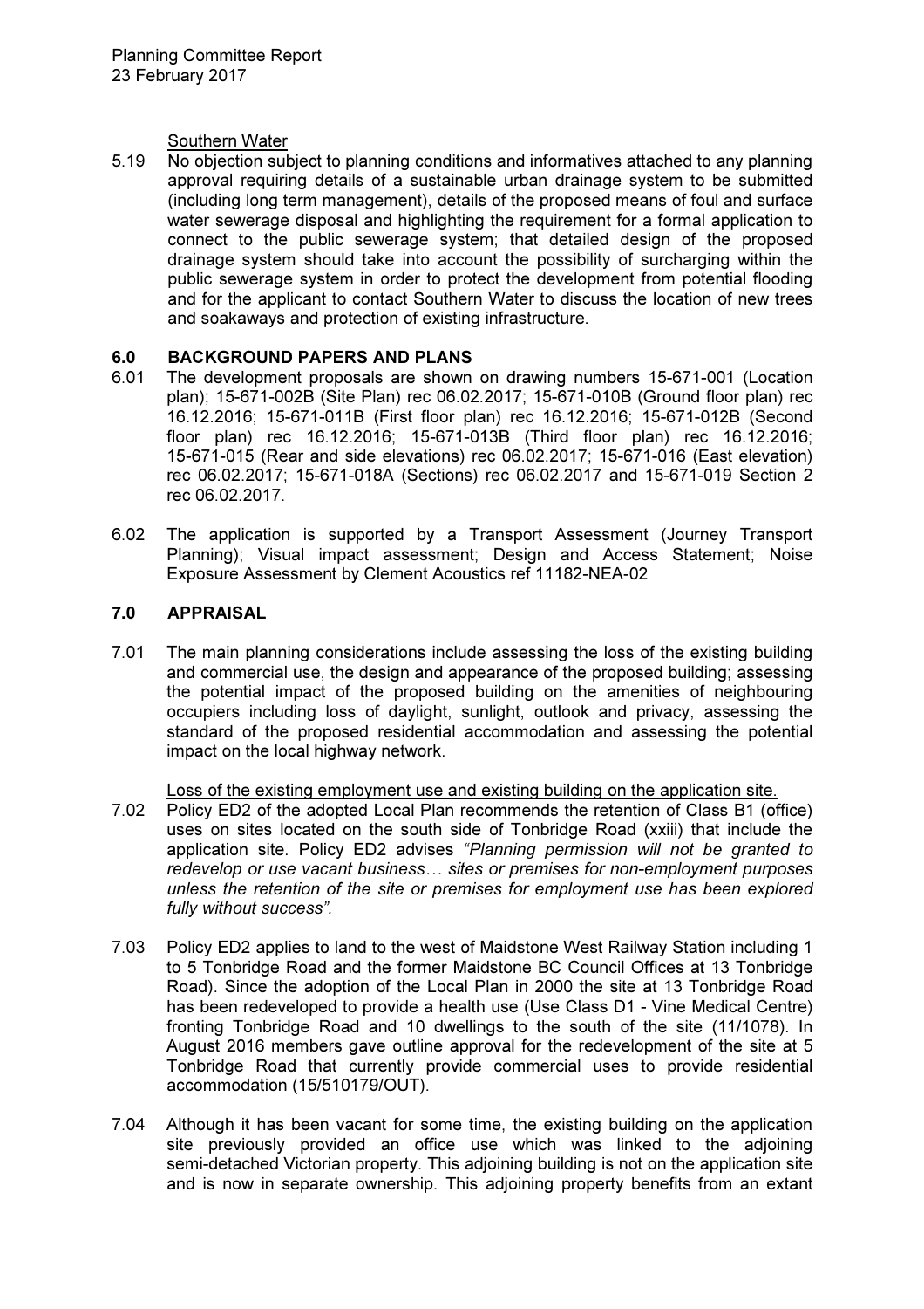Southern Water

5.19 No objection subject to planning conditions and informatives attached to any planning approval requiring details of a sustainable urban drainage system to be submitted (including long term management), details of the proposed means of foul and surface water sewerage disposal and highlighting the requirement for a formal application to connect to the public sewerage system; that detailed design of the proposed drainage system should take into account the possibility of surcharging within the public sewerage system in order to protect the development from potential flooding and for the applicant to contact Southern Water to discuss the location of new trees and soakaways and protection of existing infrastructure.

## 6.0 BACKGROUND PAPERS AND PLANS

6.01 The development proposals are shown on drawing numbers 15-671-001 (Location plan); 15-671-002B (Site Plan) rec 06.02.2017; 15-671-010B (Ground floor plan) rec 16.12.2016; 15-671-011B (First floor plan) rec 16.12.2016; 15-671-012B (Second floor plan) rec 16.12.2016; 15-671-013B (Third floor plan) rec 16.12.2016; 15-671-015 (Rear and side elevations) rec 06.02.2017; 15-671-016 (East elevation) rec 06.02.2017; 15-671-018A (Sections) rec 06.02.2017 and 15-671-019 Section 2 rec 06.02.2017.

6.02 The application is supported by a Transport Assessment (Journey Transport Planning); Visual impact assessment; Design and Access Statement; Noise Exposure Assessment by Clement Acoustics ref 11182-NEA-02

## 7.0 APPRAISAL

7.01 The main planning considerations include assessing the loss of the existing building and commercial use, the design and appearance of the proposed building; assessing the potential impact of the proposed building on the amenities of neighbouring occupiers including loss of daylight, sunlight, outlook and privacy, assessing the standard of the proposed residential accommodation and assessing the potential impact on the local highway network.

Loss of the existing employment use and existing building on the application site.

7.02 Policy ED2 of the adopted Local Plan recommends the retention of Class B1 (office) uses on sites located on the south side of Tonbridge Road (xxiii) that include the application site. Policy ED2 advises *"Planning permission will not be granted to redevelop or use vacant business… sites or premises for non-employment purposes unless the retention of the site or premises for employment use has been explored fully without success".*

7.03 Policy ED2 applies to land to the west of Maidstone West Railway Station including 1 to 5 Tonbridge Road and the former Maidstone BC Council Offices at 13 Tonbridge Road). Since the adoption of the Local Plan in 2000 the site at 13 Tonbridge Road has been redeveloped to provide a health use (Use Class D1 - Vine Medical Centre) fronting Tonbridge Road and 10 dwellings to the south of the site (11/1078). In August 2016 members gave outline approval for the redevelopment of the site at 5 Tonbridge Road that currently provide commercial uses to provide residential accommodation (15/510179/OUT).

7.04 Although it has been vacant for some time, the existing building on the application site previously provided an office use which was linked to the adjoining semi-detached Victorian property. This adjoining building is not on the application site and is now in separate ownership. This adjoining property benefits from an extant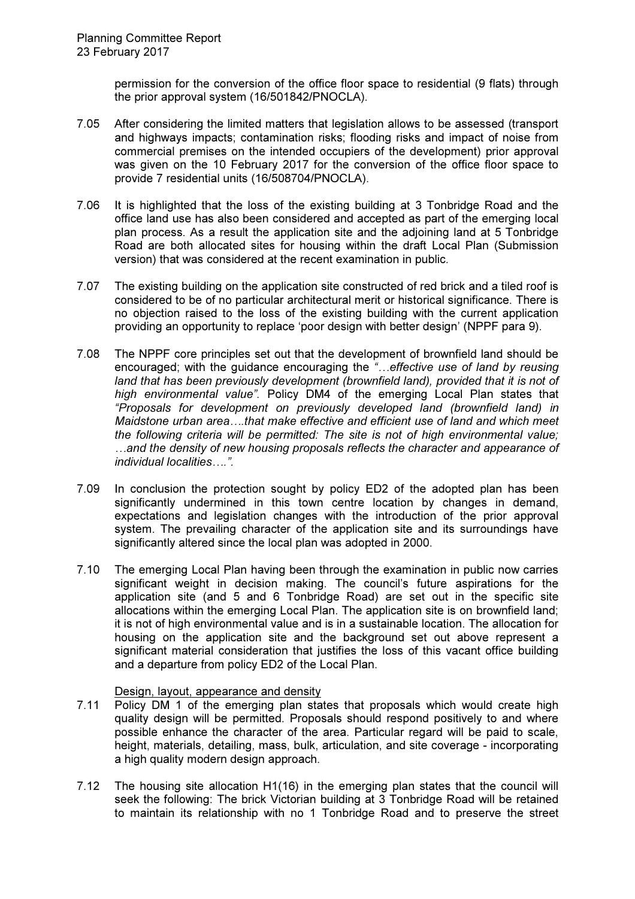permission for the conversion of the office floor space to residential (9 flats) through the prior approval system (16/501842/PNOCLA).

7.05 After considering the limited matters that legislation allows to be assessed (transport and highways impacts; contamination risks; flooding risks and impact of noise from commercial premises on the intended occupiers of the development) prior approval was given on the 10 February 2017 for the conversion of the office floor space to provide 7 residential units (16/508704/PNOCLA).

7.06 It is highlighted that the loss of the existing building at 3 Tonbridge Road and the office land use has also been considered and accepted as part of the emerging local plan process. As a result the application site and the adjoining land at 5 Tonbridge Road are both allocated sites for housing within the draft Local Plan (Submission version) that was considered at the recent examination in public.

7.07 The existing building on the application site constructed of red brick and a tiled roof is considered to be of no particular architectural merit or historical significance. There is no objection raised to the loss of the existing building with the current application providing an opportunity to replace 'poor design with better design' (NPPF para 9).

7.08 The NPPF core principles set out that the development of brownfield land should be encouraged; with the guidance encouraging the *"…effective use of land by reusing land that has been previously development (brownfield land), provided that it is not of high environmental value"*. Policy DM4 of the emerging Local Plan states that *"Proposals for development on previously developed land (brownfield land) in Maidstone urban area….that make effective and efficient use of land and which meet the following criteria will be permitted: The site is not of high environmental value; …and the density of new housing proposals reflects the character and appearance of individual localities….".*

7.09 In conclusion the protection sought by policy ED2 of the adopted plan has been significantly undermined in this town centre location by changes in demand, expectations and legislation changes with the introduction of the prior approval system. The prevailing character of the application site and its surroundings have significantly altered since the local plan was adopted in 2000.

7.10 The emerging Local Plan having been through the examination in public now carries significant weight in decision making. The council's future aspirations for the application site (and 5 and 6 Tonbridge Road) are set out in the specific site allocations within the emerging Local Plan. The application site is on brownfield land; it is not of high environmental value and is in a sustainable location. The allocation for housing on the application site and the background set out above represent a significant material consideration that justifies the loss of this vacant office building and a departure from policy ED2 of the Local Plan.

Design, layout, appearance and density

7.11 Policy DM 1 of the emerging plan states that proposals which would create high quality design will be permitted. Proposals should respond positively to and where possible enhance the character of the area. Particular regard will be paid to scale, height, materials, detailing, mass, bulk, articulation, and site coverage - incorporating a high quality modern design approach.

7.12 The housing site allocation H1(16) in the emerging plan states that the council will seek the following: The brick Victorian building at 3 Tonbridge Road will be retained to maintain its relationship with no 1 Tonbridge Road and to preserve the street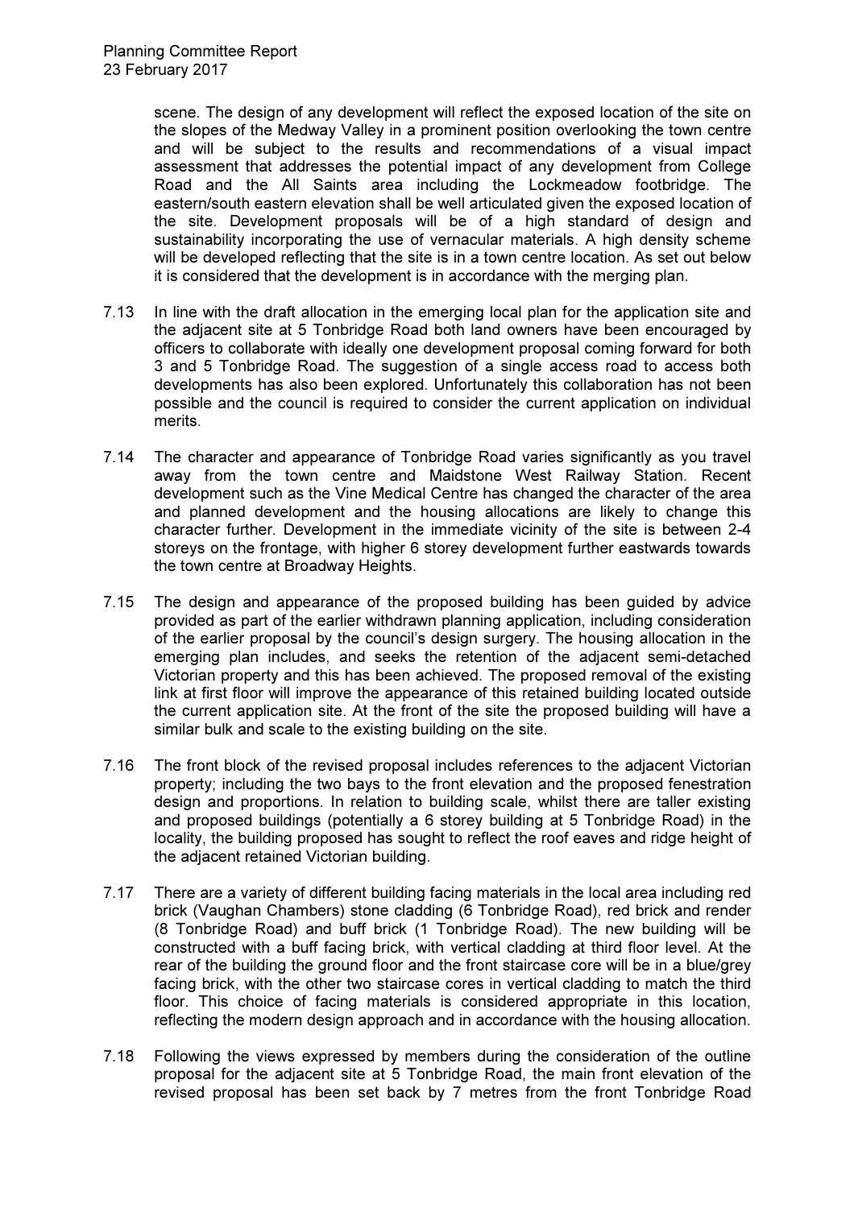scene. The design of any development will reflect the exposed location of the site on the slopes of the Medway Valley in a prominent position overlooking the town centre and will be subject to the results and recommendations of a visual impact assessment that addresses the potential impact of any development from College Road and the All Saints area including the Lockmeadow footbridge. The eastern/south eastern elevation shall be well articulated given the exposed location of the site. Development proposals will be of a high standard of design and sustainability incorporating the use of vernacular materials. A high density scheme will be developed reflecting that the site is in a town centre location. As set out below it is considered that the development is in accordance with the merging plan.

7.13 In line with the draft allocation in the emerging local plan for the application site and the adjacent site at 5 Tonbridge Road both land owners have been encouraged by officers to collaborate with ideally one development proposal coming forward for both 3 and 5 Tonbridge Road. The suggestion of a single access road to access both developments has also been explored. Unfortunately this collaboration has not been possible and the council is required to consider the current application on individual merits.

7.14 The character and appearance of Tonbridge Road varies significantly as you travel away from the town centre and Maidstone West Railway Station. Recent development such as the Vine Medical Centre has changed the character of the area and planned development and the housing allocations are likely to change this character further. Development in the immediate vicinity of the site is between 2-4 storeys on the frontage, with higher 6 storey development further eastwards towards the town centre at Broadway Heights.

7.15 The design and appearance of the proposed building has been guided by advice provided as part of the earlier withdrawn planning application, including consideration of the earlier proposal by the council's design surgery. The housing allocation in the emerging plan includes, and seeks the retention of the adjacent semi-detached Victorian property and this has been achieved. The proposed removal of the existing link at first floor will improve the appearance of this retained building located outside the current application site. At the front of the site the proposed building will have a similar bulk and scale to the existing building on the site.

7.16 The front block of the revised proposal includes references to the adjacent Victorian property; including the two bays to the front elevation and the proposed fenestration design and proportions. In relation to building scale, whilst there are taller existing and proposed buildings (potentially a 6 storey building at 5 Tonbridge Road) in the locality, the building proposed has sought to reflect the roof eaves and ridge height of the adjacent retained Victorian building.

7.17 There are a variety of different building facing materials in the local area including red brick (Vaughan Chambers) stone cladding (6 Tonbridge Road), red brick and render (8 Tonbridge Road) and buff brick (1 Tonbridge Road). The new building will be constructed with a buff facing brick, with vertical cladding at third floor level. At the rear of the building the ground floor and the front staircase core will be in a blue/grey facing brick, with the other two staircase cores in vertical cladding to match the third floor. This choice of facing materials is considered appropriate in this location, reflecting the modern design approach and in accordance with the housing allocation.

7.18 Following the views expressed by members during the consideration of the outline proposal for the adjacent site at 5 Tonbridge Road, the main front elevation of the revised proposal has been set back by 7 metres from the front Tonbridge Road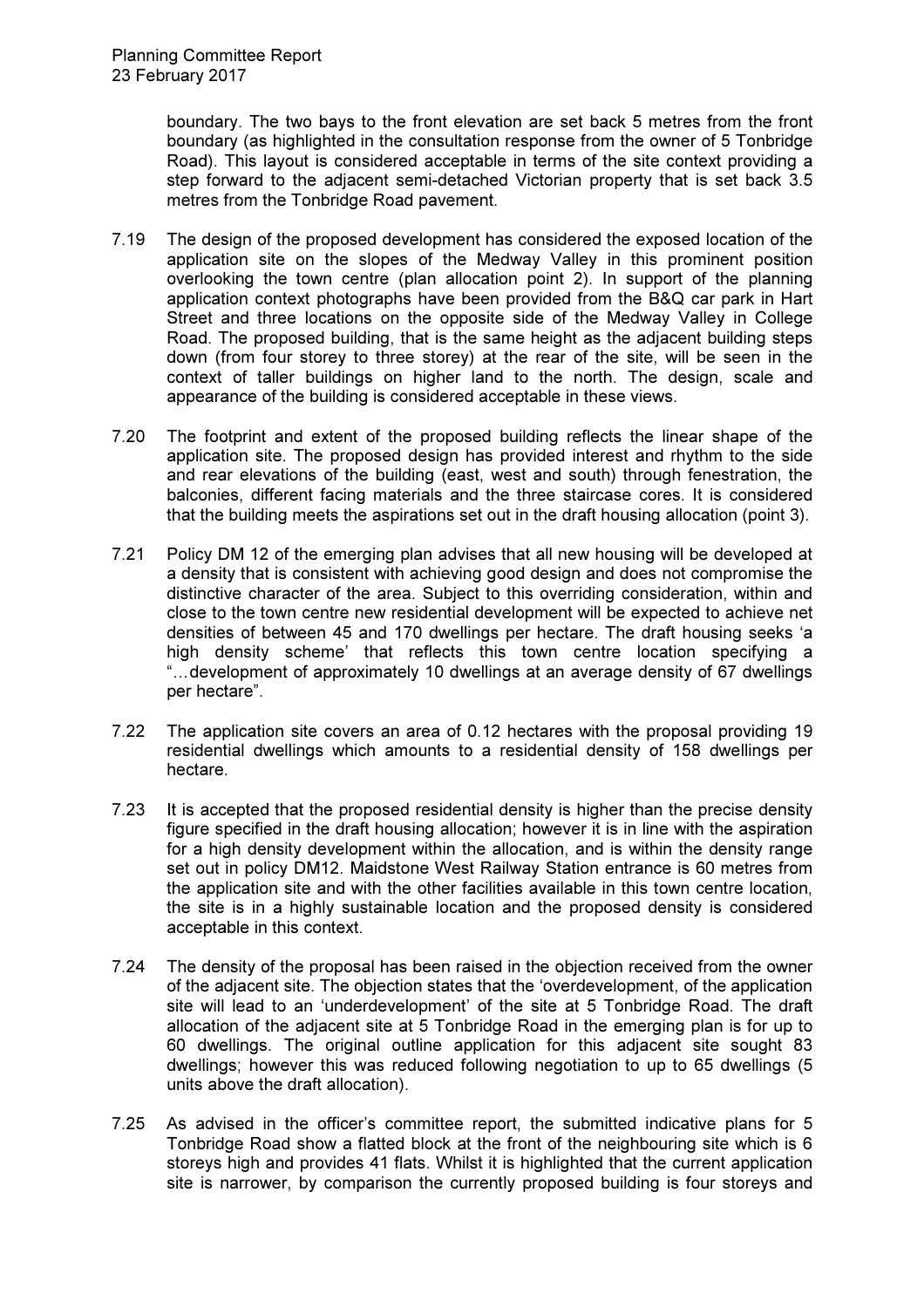boundary. The two bays to the front elevation are set back 5 metres from the front boundary (as highlighted in the consultation response from the owner of 5 Tonbridge Road). This layout is considered acceptable in terms of the site context providing a step forward to the adjacent semi-detached Victorian property that is set back 3.5 metres from the Tonbridge Road pavement.

7.19 The design of the proposed development has considered the exposed location of the application site on the slopes of the Medway Valley in this prominent position overlooking the town centre (plan allocation point 2). In support of the planning application context photographs have been provided from the B&Q car park in Hart Street and three locations on the opposite side of the Medway Valley in College Road. The proposed building, that is the same height as the adjacent building steps down (from four storey to three storey) at the rear of the site, will be seen in the context of taller buildings on higher land to the north. The design, scale and appearance of the building is considered acceptable in these views.

7.20 The footprint and extent of the proposed building reflects the linear shape of the application site. The proposed design has provided interest and rhythm to the side and rear elevations of the building (east, west and south) through fenestration, the balconies, different facing materials and the three staircase cores. It is considered that the building meets the aspirations set out in the draft housing allocation (point 3).

7.21 Policy DM 12 of the emerging plan advises that all new housing will be developed at a density that is consistent with achieving good design and does not compromise the distinctive character of the area. Subject to this overriding consideration, within and close to the town centre new residential development will be expected to achieve net densities of between 45 and 170 dwellings per hectare. The draft housing seeks 'a high density scheme' that reflects this town centre location specifying a "…development of approximately 10 dwellings at an average density of 67 dwellings per hectare".

7.22 The application site covers an area of 0.12 hectares with the proposal providing 19 residential dwellings which amounts to a residential density of 158 dwellings per hectare.

7.23 It is accepted that the proposed residential density is higher than the precise density figure specified in the draft housing allocation; however it is in line with the aspiration for a high density development within the allocation, and is within the density range set out in policy DM12. Maidstone West Railway Station entrance is 60 metres from the application site and with the other facilities available in this town centre location, the site is in a highly sustainable location and the proposed density is considered acceptable in this context.

7.24 The density of the proposal has been raised in the objection received from the owner of the adjacent site. The objection states that the 'overdevelopment, of the application site will lead to an 'underdevelopment' of the site at 5 Tonbridge Road. The draft allocation of the adjacent site at 5 Tonbridge Road in the emerging plan is for up to 60 dwellings. The original outline application for this adjacent site sought 83 dwellings; however this was reduced following negotiation to up to 65 dwellings (5 units above the draft allocation).

7.25 As advised in the officer's committee report, the submitted indicative plans for 5 Tonbridge Road show a flatted block at the front of the neighbouring site which is 6 storeys high and provides 41 flats. Whilst it is highlighted that the current application site is narrower, by comparison the currently proposed building is four storeys and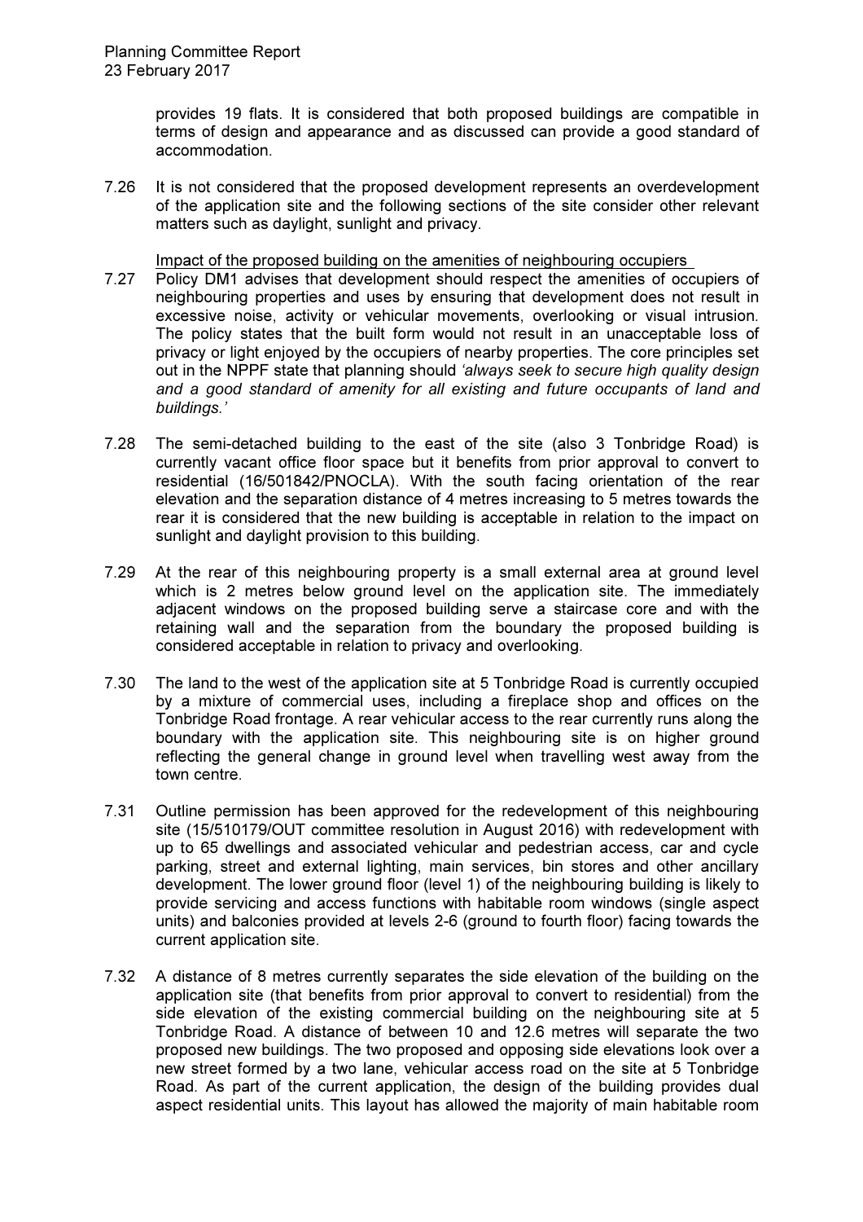provides 19 flats. It is considered that both proposed buildings are compatible in terms of design and appearance and as discussed can provide a good standard of accommodation.

7.26 It is not considered that the proposed development represents an overdevelopment of the application site and the following sections of the site consider other relevant matters such as daylight, sunlight and privacy.

Impact of the proposed building on the amenities of neighbouring occupiers

7.27 Policy DM1 advises that development should respect the amenities of occupiers of neighbouring properties and uses by ensuring that development does not result in excessive noise, activity or vehicular movements, overlooking or visual intrusion. The policy states that the built form would not result in an unacceptable loss of privacy or light enjoyed by the occupiers of nearby properties. The core principles set out in the NPPF state that planning should *'always seek to secure high quality design and a good standard of amenity for all existing and future occupants of land and buildings.'*

7.28 The semi-detached building to the east of the site (also 3 Tonbridge Road) is currently vacant office floor space but it benefits from prior approval to convert to residential (16/501842/PNOCLA). With the south facing orientation of the rear elevation and the separation distance of 4 metres increasing to 5 metres towards the rear it is considered that the new building is acceptable in relation to the impact on sunlight and daylight provision to this building.

7.29 At the rear of this neighbouring property is a small external area at ground level which is 2 metres below ground level on the application site. The immediately adjacent windows on the proposed building serve a staircase core and with the retaining wall and the separation from the boundary the proposed building is considered acceptable in relation to privacy and overlooking.

7.30 The land to the west of the application site at 5 Tonbridge Road is currently occupied by a mixture of commercial uses, including a fireplace shop and offices on the Tonbridge Road frontage. A rear vehicular access to the rear currently runs along the boundary with the application site. This neighbouring site is on higher ground reflecting the general change in ground level when travelling west away from the town centre.

7.31 Outline permission has been approved for the redevelopment of this neighbouring site (15/510179/OUT committee resolution in August 2016) with redevelopment with up to 65 dwellings and associated vehicular and pedestrian access, car and cycle parking, street and external lighting, main services, bin stores and other ancillary development. The lower ground floor (level 1) of the neighbouring building is likely to provide servicing and access functions with habitable room windows (single aspect units) and balconies provided at levels 2-6 (ground to fourth floor) facing towards the current application site.

7.32 A distance of 8 metres currently separates the side elevation of the building on the application site (that benefits from prior approval to convert to residential) from the side elevation of the existing commercial building on the neighbouring site at 5 Tonbridge Road. A distance of between 10 and 12.6 metres will separate the two proposed new buildings. The two proposed and opposing side elevations look over a new street formed by a two lane, vehicular access road on the site at 5 Tonbridge Road. As part of the current application, the design of the building provides dual aspect residential units. This layout has allowed the majority of main habitable room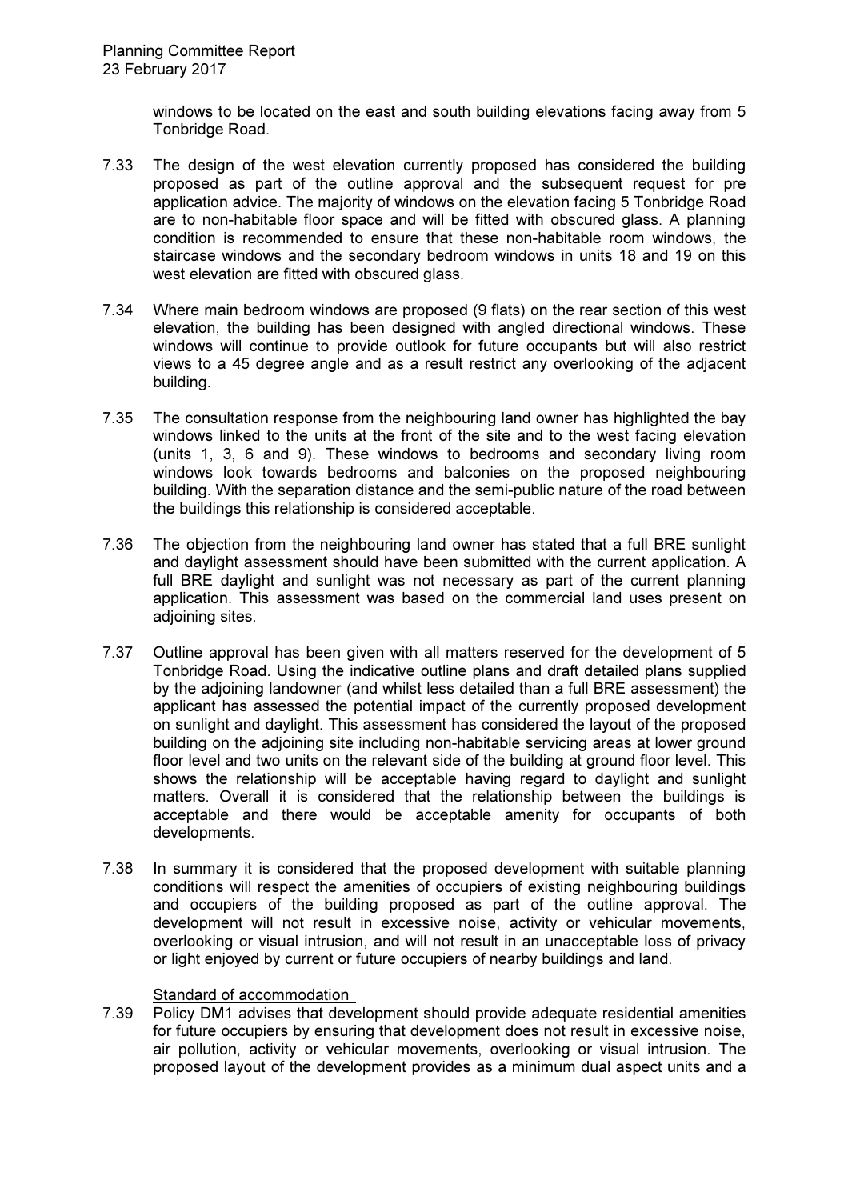windows to be located on the east and south building elevations facing away from 5 Tonbridge Road.

7.33 The design of the west elevation currently proposed has considered the building proposed as part of the outline approval and the subsequent request for pre application advice. The majority of windows on the elevation facing 5 Tonbridge Road are to non-habitable floor space and will be fitted with obscured glass. A planning condition is recommended to ensure that these non-habitable room windows, the staircase windows and the secondary bedroom windows in units 18 and 19 on this west elevation are fitted with obscured glass.

7.34 Where main bedroom windows are proposed (9 flats) on the rear section of this west elevation, the building has been designed with angled directional windows. These windows will continue to provide outlook for future occupants but will also restrict views to a 45 degree angle and as a result restrict any overlooking of the adjacent building.

7.35 The consultation response from the neighbouring land owner has highlighted the bay windows linked to the units at the front of the site and to the west facing elevation (units 1, 3, 6 and 9). These windows to bedrooms and secondary living room windows look towards bedrooms and balconies on the proposed neighbouring building. With the separation distance and the semi-public nature of the road between the buildings this relationship is considered acceptable.

7.36 The objection from the neighbouring land owner has stated that a full BRE sunlight and daylight assessment should have been submitted with the current application. A full BRE daylight and sunlight was not necessary as part of the current planning application. This assessment was based on the commercial land uses present on adjoining sites.

7.37 Outline approval has been given with all matters reserved for the development of 5 Tonbridge Road. Using the indicative outline plans and draft detailed plans supplied by the adjoining landowner (and whilst less detailed than a full BRE assessment) the applicant has assessed the potential impact of the currently proposed development on sunlight and daylight. This assessment has considered the layout of the proposed building on the adjoining site including non-habitable servicing areas at lower ground floor level and two units on the relevant side of the building at ground floor level. This shows the relationship will be acceptable having regard to daylight and sunlight matters. Overall it is considered that the relationship between the buildings is acceptable and there would be acceptable amenity for occupants of both developments.

7.38 In summary it is considered that the proposed development with suitable planning conditions will respect the amenities of occupiers of existing neighbouring buildings and occupiers of the building proposed as part of the outline approval. The development will not result in excessive noise, activity or vehicular movements, overlooking or visual intrusion, and will not result in an unacceptable loss of privacy or light enjoyed by current or future occupiers of nearby buildings and land.

<u>Standard of accommodation</u>

7.39 Policy DM1 advises that development should provide adequate residential amenities for future occupiers by ensuring that development does not result in excessive noise, air pollution, activity or vehicular movements, overlooking or visual intrusion. The proposed layout of the development provides as a minimum dual aspect units and a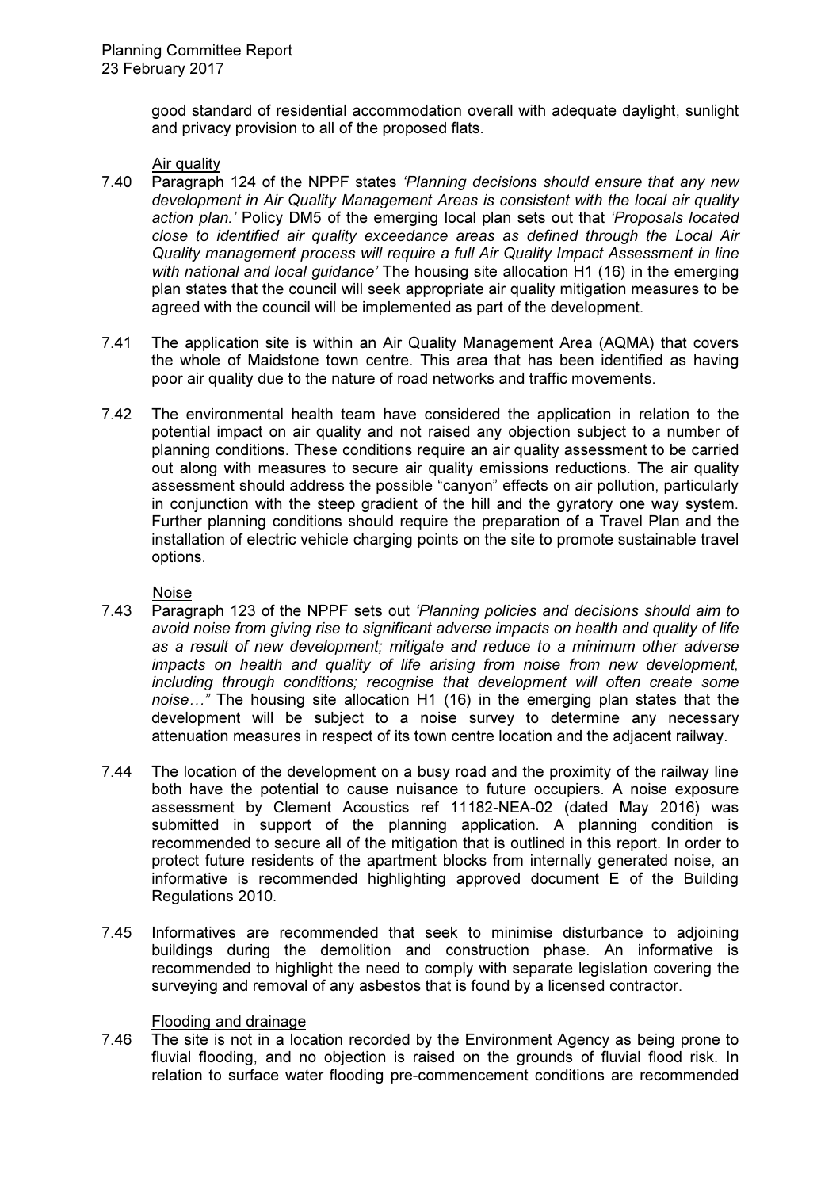good standard of residential accommodation overall with adequate daylight, sunlight and privacy provision to all of the proposed flats.

Air quality

7.40 Paragraph 124 of the NPPF states *'Planning decisions should ensure that any new development in Air Quality Management Areas is consistent with the local air quality action plan.'* Policy DM5 of the emerging local plan sets out that *'Proposals located close to identified air quality exceedance areas as defined through the Local Air Quality management process will require a full Air Quality Impact Assessment in line with national and local guidance'* The housing site allocation H1 (16) in the emerging plan states that the council will seek appropriate air quality mitigation measures to be agreed with the council will be implemented as part of the development.

7.41 The application site is within an Air Quality Management Area (AQMA) that covers the whole of Maidstone town centre. This area that has been identified as having poor air quality due to the nature of road networks and traffic movements.

7.42 The environmental health team have considered the application in relation to the potential impact on air quality and not raised any objection subject to a number of planning conditions. These conditions require an air quality assessment to be carried out along with measures to secure air quality emissions reductions. The air quality assessment should address the possible "canyon" effects on air pollution, particularly in conjunction with the steep gradient of the hill and the gyratory one way system. Further planning conditions should require the preparation of a Travel Plan and the installation of electric vehicle charging points on the site to promote sustainable travel options.

Noise

7.43 Paragraph 123 of the NPPF sets out *'Planning policies and decisions should aim to avoid noise from giving rise to significant adverse impacts on health and quality of life as a result of new development; mitigate and reduce to a minimum other adverse impacts on health and quality of life arising from noise from new development, including through conditions; recognise that development will often create some noise…"* The housing site allocation H1 (16) in the emerging plan states that the development will be subject to a noise survey to determine any necessary attenuation measures in respect of its town centre location and the adjacent railway.

7.44 The location of the development on a busy road and the proximity of the railway line both have the potential to cause nuisance to future occupiers. A noise exposure assessment by Clement Acoustics ref 11182-NEA-02 (dated May 2016) was submitted in support of the planning application. A planning condition is recommended to secure all of the mitigation that is outlined in this report. In order to protect future residents of the apartment blocks from internally generated noise, an informative is recommended highlighting approved document E of the Building Regulations 2010.

7.45 Informatives are recommended that seek to minimise disturbance to adjoining buildings during the demolition and construction phase. An informative is recommended to highlight the need to comply with separate legislation covering the surveying and removal of any asbestos that is found by a licensed contractor.

Flooding and drainage

7.46 The site is not in a location recorded by the Environment Agency as being prone to fluvial flooding, and no objection is raised on the grounds of fluvial flood risk. In relation to surface water flooding pre-commencement conditions are recommended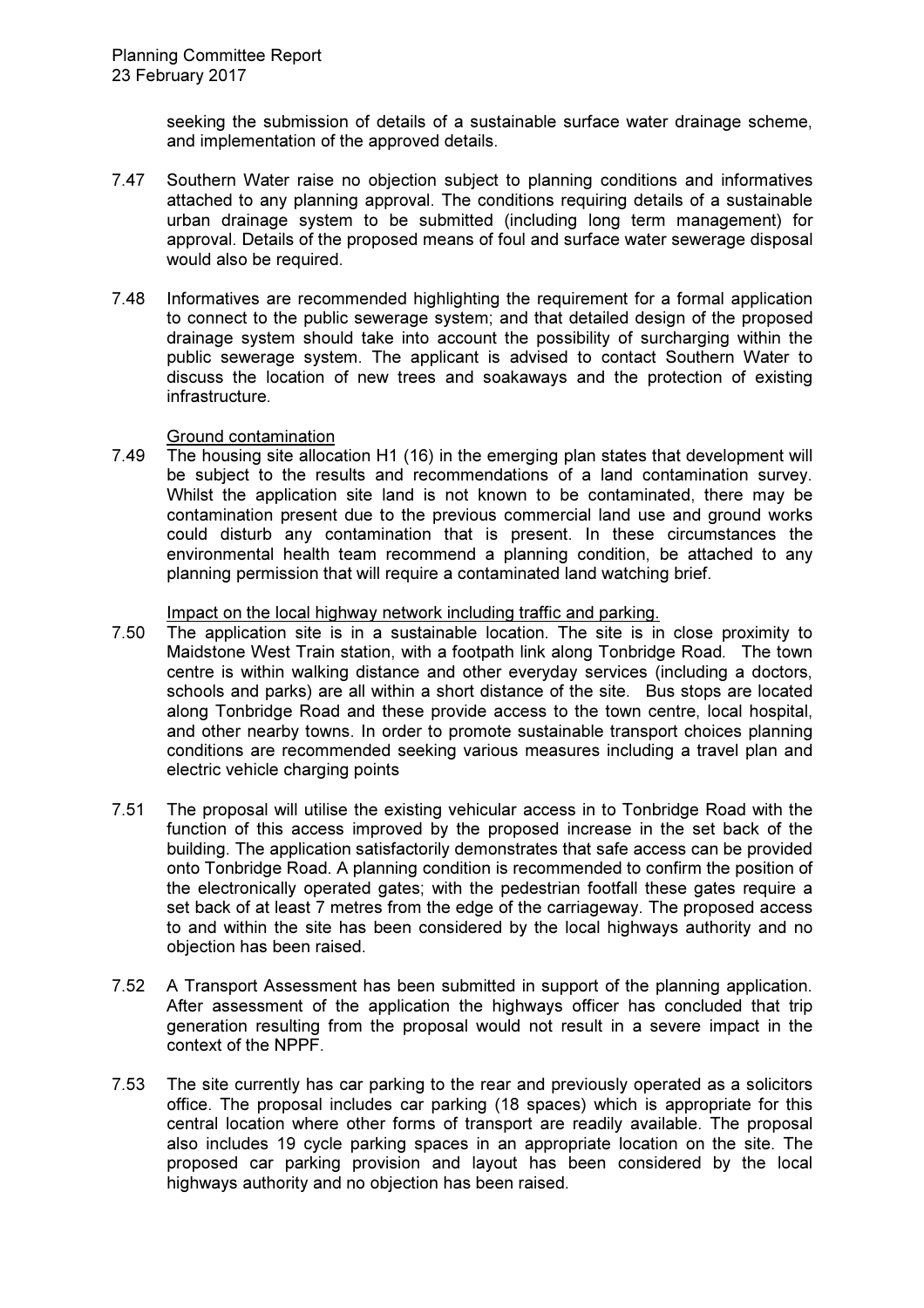seeking the submission of details of a sustainable surface water drainage scheme, and implementation of the approved details.

7.47 Southern Water raise no objection subject to planning conditions and informatives attached to any planning approval. The conditions requiring details of a sustainable urban drainage system to be submitted (including long term management) for approval. Details of the proposed means of foul and surface water sewerage disposal would also be required.

7.48 Informatives are recommended highlighting the requirement for a formal application to connect to the public sewerage system; and that detailed design of the proposed drainage system should take into account the possibility of surcharging within the public sewerage system. The applicant is advised to contact Southern Water to discuss the location of new trees and soakaways and the protection of existing infrastructure.

Ground contamination

7.49 The housing site allocation H1 (16) in the emerging plan states that development will be subject to the results and recommendations of a land contamination survey. Whilst the application site land is not known to be contaminated, there may be contamination present due to the previous commercial land use and ground works could disturb any contamination that is present. In these circumstances the environmental health team recommend a planning condition, be attached to any planning permission that will require a contaminated land watching brief.

Impact on the local highway network including traffic and parking.

7.50 The application site is in a sustainable location. The site is in close proximity to Maidstone West Train station, with a footpath link along Tonbridge Road. The town centre is within walking distance and other everyday services (including a doctors, schools and parks) are all within a short distance of the site. Bus stops are located along Tonbridge Road and these provide access to the town centre, local hospital, and other nearby towns. In order to promote sustainable transport choices planning conditions are recommended seeking various measures including a travel plan and electric vehicle charging points

7.51 The proposal will utilise the existing vehicular access in to Tonbridge Road with the function of this access improved by the proposed increase in the set back of the building. The application satisfactorily demonstrates that safe access can be provided onto Tonbridge Road. A planning condition is recommended to confirm the position of the electronically operated gates; with the pedestrian footfall these gates require a set back of at least 7 metres from the edge of the carriageway. The proposed access to and within the site has been considered by the local highways authority and no objection has been raised.

7.52 A Transport Assessment has been submitted in support of the planning application. After assessment of the application the highways officer has concluded that trip generation resulting from the proposal would not result in a severe impact in the context of the NPPF.

7.53 The site currently has car parking to the rear and previously operated as a solicitors office. The proposal includes car parking (18 spaces) which is appropriate for this central location where other forms of transport are readily available. The proposal also includes 19 cycle parking spaces in an appropriate location on the site. The proposed car parking provision and layout has been considered by the local highways authority and no objection has been raised.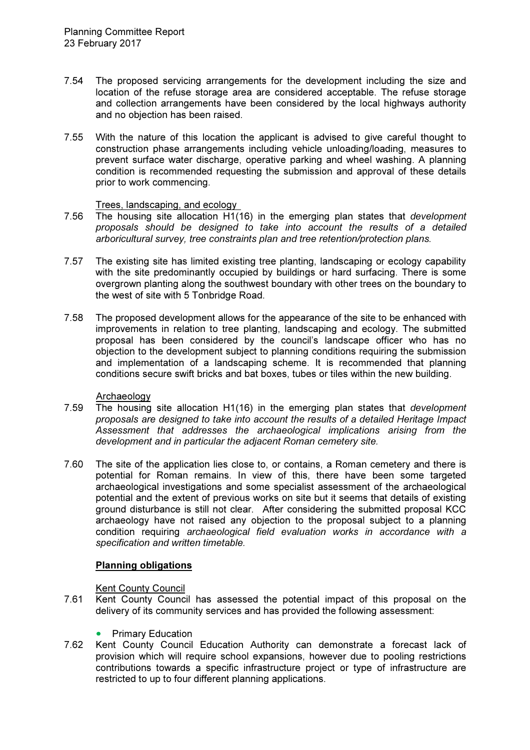7.54 The proposed servicing arrangements for the development including the size and location of the refuse storage area are considered acceptable. The refuse storage and collection arrangements have been considered by the local highways authority and no objection has been raised.

7.55 With the nature of this location the applicant is advised to give careful thought to construction phase arrangements including vehicle unloading/loading, measures to prevent surface water discharge, operative parking and wheel washing. A planning condition is recommended requesting the submission and approval of these details prior to work commencing.

Trees, landscaping, and ecology

7.56 The housing site allocation H1(16) in the emerging plan states that *development proposals should be designed to take into account the results of a detailed arboricultural survey, tree constraints plan and tree retention/protection plans.*

7.57 The existing site has limited existing tree planting, landscaping or ecology capability with the site predominantly occupied by buildings or hard surfacing. There is some overgrown planting along the southwest boundary with other trees on the boundary to the west of site with 5 Tonbridge Road.

7.58 The proposed development allows for the appearance of the site to be enhanced with improvements in relation to tree planting, landscaping and ecology. The submitted proposal has been considered by the council's landscape officer who has no objection to the development subject to planning conditions requiring the submission and implementation of a landscaping scheme. It is recommended that planning conditions secure swift bricks and bat boxes, tubes or tiles within the new building.

Archaeology

7.59 The housing site allocation H1(16) in the emerging plan states that *development proposals are designed to take into account the results of a detailed Heritage Impact Assessment that addresses the archaeological implications arising from the development and in particular the adjacent Roman cemetery site.*

7.60 The site of the application lies close to, or contains, a Roman cemetery and there is potential for Roman remains. In view of this, there have been some targeted archaeological investigations and some specialist assessment of the archaeological potential and the extent of previous works on site but it seems that details of existing ground disturbance is still not clear. After considering the submitted proposal KCC archaeology have not raised any objection to the proposal subject to a planning condition requiring *archaeological field evaluation works in accordance with a specification and written timetable.*

**Planning obligations**

Kent County Council

7.61 Kent County Council has assessed the potential impact of this proposal on the delivery of its community services and has provided the following assessment:

- Primary Education

7.62 Kent County Council Education Authority can demonstrate a forecast lack of provision which will require school expansions, however due to pooling restrictions contributions towards a specific infrastructure project or type of infrastructure are restricted to up to four different planning applications.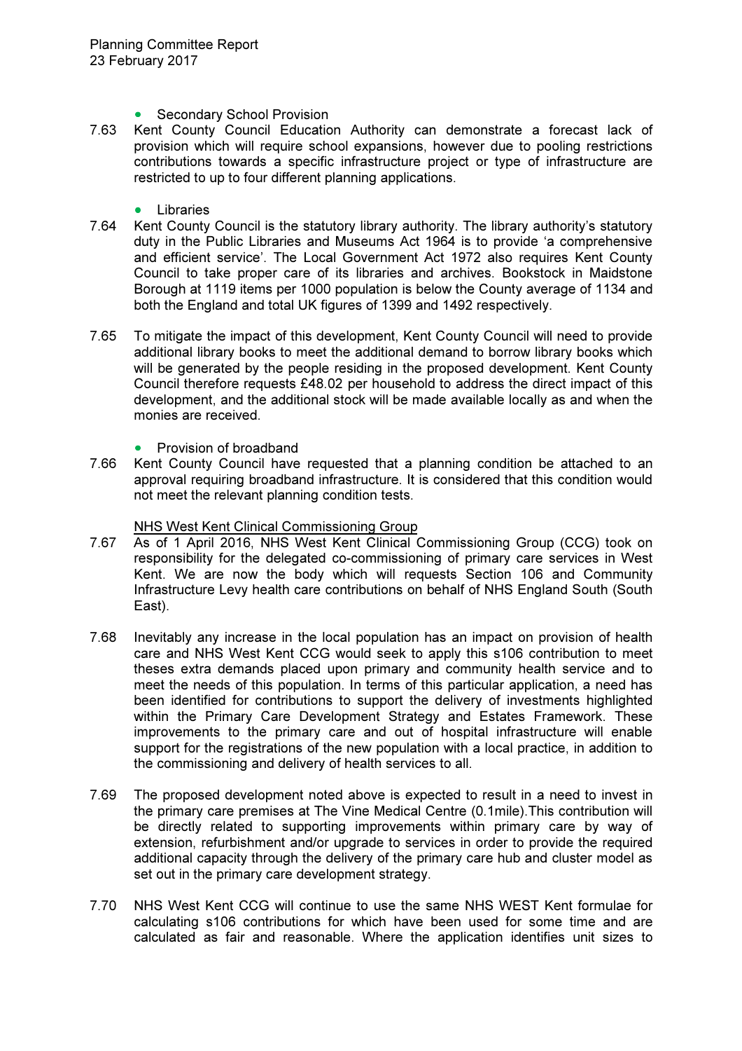- Secondary School Provision

7.63 Kent County Council Education Authority can demonstrate a forecast lack of provision which will require school expansions, however due to pooling restrictions contributions towards a specific infrastructure project or type of infrastructure are restricted to up to four different planning applications.

- Libraries

7.64 Kent County Council is the statutory library authority. The library authority's statutory duty in the Public Libraries and Museums Act 1964 is to provide 'a comprehensive and efficient service'. The Local Government Act 1972 also requires Kent County Council to take proper care of its libraries and archives. Bookstock in Maidstone Borough at 1119 items per 1000 population is below the County average of 1134 and both the England and total UK figures of 1399 and 1492 respectively.

7.65 To mitigate the impact of this development, Kent County Council will need to provide additional library books to meet the additional demand to borrow library books which will be generated by the people residing in the proposed development. Kent County Council therefore requests £48.02 per household to address the direct impact of this development, and the additional stock will be made available locally as and when the monies are received.

- Provision of broadband

7.66 Kent County Council have requested that a planning condition be attached to an approval requiring broadband infrastructure. It is considered that this condition would not meet the relevant planning condition tests.

<u>NHS West Kent Clinical Commissioning Group</u>

7.67 As of 1 April 2016, NHS West Kent Clinical Commissioning Group (CCG) took on responsibility for the delegated co-commissioning of primary care services in West Kent. We are now the body which will requests Section 106 and Community Infrastructure Levy health care contributions on behalf of NHS England South (South East).

7.68 Inevitably any increase in the local population has an impact on provision of health care and NHS West Kent CCG would seek to apply this s106 contribution to meet theses extra demands placed upon primary and community health service and to meet the needs of this population. In terms of this particular application, a need has been identified for contributions to support the delivery of investments highlighted within the Primary Care Development Strategy and Estates Framework. These improvements to the primary care and out of hospital infrastructure will enable support for the registrations of the new population with a local practice, in addition to the commissioning and delivery of health services to all.

7.69 The proposed development noted above is expected to result in a need to invest in the primary care premises at The Vine Medical Centre (0.1mile).This contribution will be directly related to supporting improvements within primary care by way of extension, refurbishment and/or upgrade to services in order to provide the required additional capacity through the delivery of the primary care hub and cluster model as set out in the primary care development strategy.

7.70 NHS West Kent CCG will continue to use the same NHS WEST Kent formulae for calculating s106 contributions for which have been used for some time and are calculated as fair and reasonable. Where the application identifies unit sizes to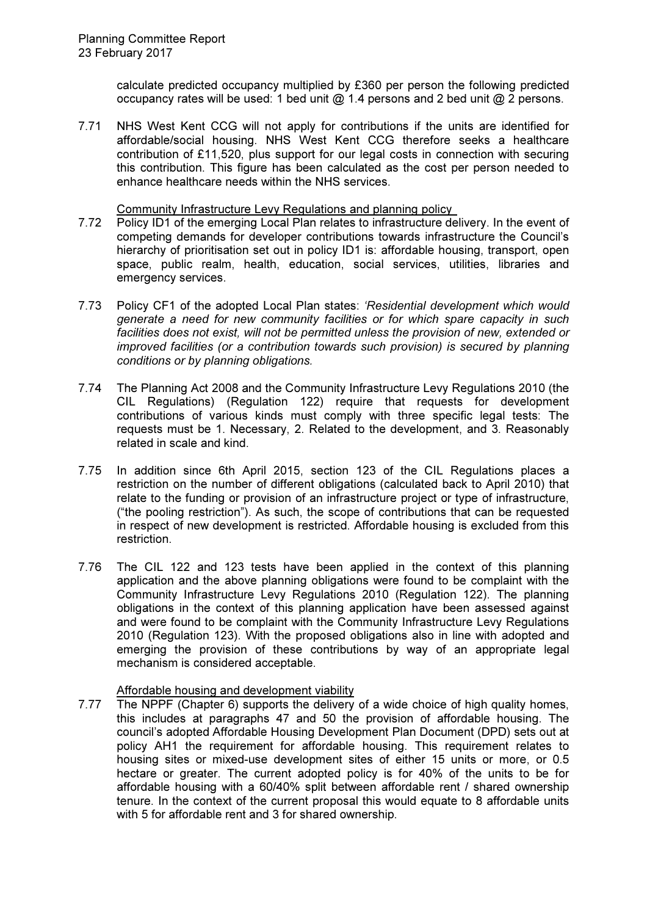calculate predicted occupancy multiplied by £360 per person the following predicted occupancy rates will be used: 1 bed unit @ 1.4 persons and 2 bed unit @ 2 persons.

7.71 NHS West Kent CCG will not apply for contributions if the units are identified for affordable/social housing. NHS West Kent CCG therefore seeks a healthcare contribution of £11,520, plus support for our legal costs in connection with securing this contribution. This figure has been calculated as the cost per person needed to enhance healthcare needs within the NHS services.

Community Infrastructure Levy Regulations and planning policy

7.72 Policy ID1 of the emerging Local Plan relates to infrastructure delivery. In the event of competing demands for developer contributions towards infrastructure the Council's hierarchy of prioritisation set out in policy ID1 is: affordable housing, transport, open space, public realm, health, education, social services, utilities, libraries and emergency services.

7.73 Policy CF1 of the adopted Local Plan states: *'Residential development which would generate a need for new community facilities or for which spare capacity in such facilities does not exist, will not be permitted unless the provision of new, extended or improved facilities (or a contribution towards such provision) is secured by planning conditions or by planning obligations.*

7.74 The Planning Act 2008 and the Community Infrastructure Levy Regulations 2010 (the CIL Regulations) (Regulation 122) require that requests for development contributions of various kinds must comply with three specific legal tests: The requests must be 1. Necessary, 2. Related to the development, and 3. Reasonably related in scale and kind.

7.75 In addition since 6th April 2015, section 123 of the CIL Regulations places a restriction on the number of different obligations (calculated back to April 2010) that relate to the funding or provision of an infrastructure project or type of infrastructure, ("the pooling restriction"). As such, the scope of contributions that can be requested in respect of new development is restricted. Affordable housing is excluded from this restriction.

7.76 The CIL 122 and 123 tests have been applied in the context of this planning application and the above planning obligations were found to be complaint with the Community Infrastructure Levy Regulations 2010 (Regulation 122). The planning obligations in the context of this planning application have been assessed against and were found to be complaint with the Community Infrastructure Levy Regulations 2010 (Regulation 123). With the proposed obligations also in line with adopted and emerging the provision of these contributions by way of an appropriate legal mechanism is considered acceptable.

Affordable housing and development viability

7.77 The NPPF (Chapter 6) supports the delivery of a wide choice of high quality homes, this includes at paragraphs 47 and 50 the provision of affordable housing. The council's adopted Affordable Housing Development Plan Document (DPD) sets out at policy AH1 the requirement for affordable housing. This requirement relates to housing sites or mixed-use development sites of either 15 units or more, or 0.5 hectare or greater. The current adopted policy is for 40% of the units to be for affordable housing with a 60/40% split between affordable rent / shared ownership tenure. In the context of the current proposal this would equate to 8 affordable units with 5 for affordable rent and 3 for shared ownership.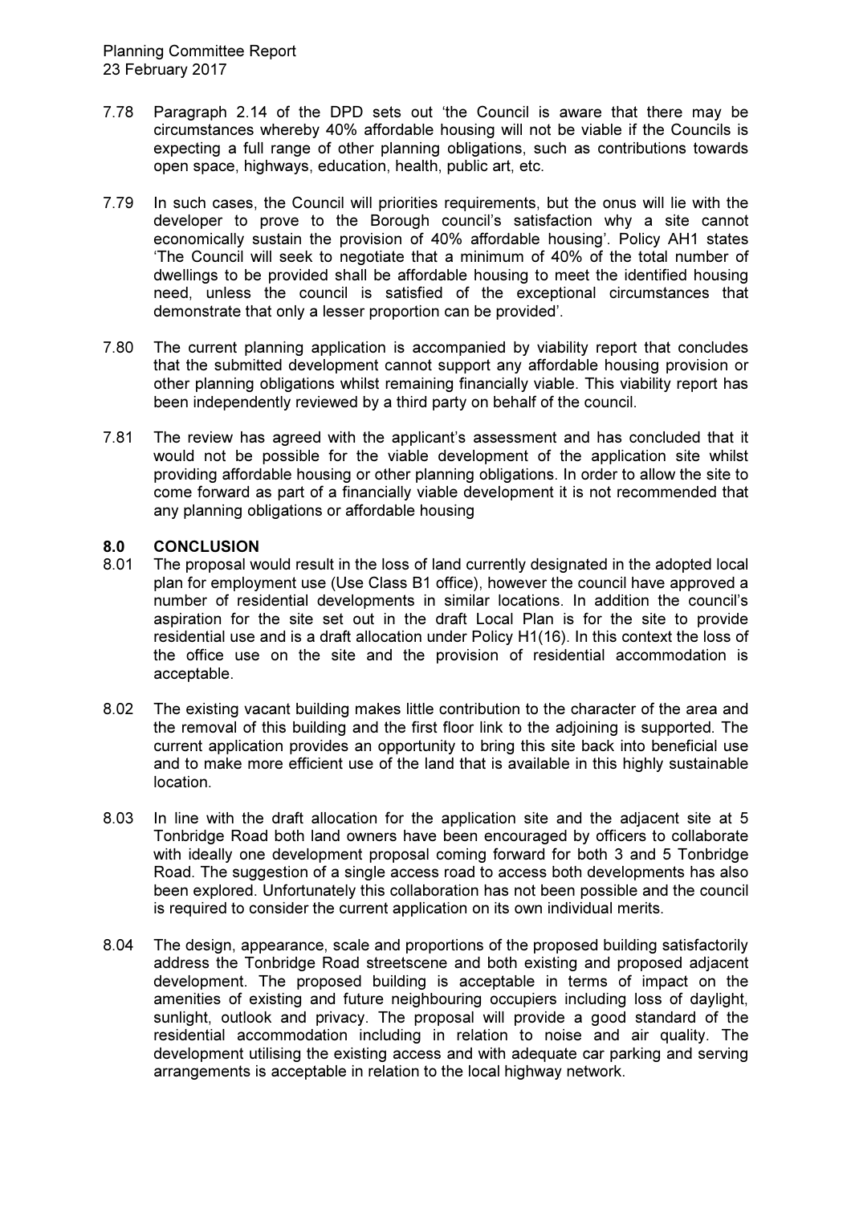7.78 Paragraph 2.14 of the DPD sets out 'the Council is aware that there may be circumstances whereby 40% affordable housing will not be viable if the Councils is expecting a full range of other planning obligations, such as contributions towards open space, highways, education, health, public art, etc.

7.79 In such cases, the Council will priorities requirements, but the onus will lie with the developer to prove to the Borough council's satisfaction why a site cannot economically sustain the provision of 40% affordable housing'. Policy AH1 states 'The Council will seek to negotiate that a minimum of 40% of the total number of dwellings to be provided shall be affordable housing to meet the identified housing need, unless the council is satisfied of the exceptional circumstances that demonstrate that only a lesser proportion can be provided'.

7.80 The current planning application is accompanied by viability report that concludes that the submitted development cannot support any affordable housing provision or other planning obligations whilst remaining financially viable. This viability report has been independently reviewed by a third party on behalf of the council.

7.81 The review has agreed with the applicant's assessment and has concluded that it would not be possible for the viable development of the application site whilst providing affordable housing or other planning obligations. In order to allow the site to come forward as part of a financially viable development it is not recommended that any planning obligations or affordable housing

## 8.0 CONCLUSION

8.01 The proposal would result in the loss of land currently designated in the adopted local plan for employment use (Use Class B1 office), however the council have approved a number of residential developments in similar locations. In addition the council's aspiration for the site set out in the draft Local Plan is for the site to provide residential use and is a draft allocation under Policy H1(16). In this context the loss of the office use on the site and the provision of residential accommodation is acceptable.

8.02 The existing vacant building makes little contribution to the character of the area and the removal of this building and the first floor link to the adjoining is supported. The current application provides an opportunity to bring this site back into beneficial use and to make more efficient use of the land that is available in this highly sustainable location.

8.03 In line with the draft allocation for the application site and the adjacent site at 5 Tonbridge Road both land owners have been encouraged by officers to collaborate with ideally one development proposal coming forward for both 3 and 5 Tonbridge Road. The suggestion of a single access road to access both developments has also been explored. Unfortunately this collaboration has not been possible and the council is required to consider the current application on its own individual merits.

8.04 The design, appearance, scale and proportions of the proposed building satisfactorily address the Tonbridge Road streetscene and both existing and proposed adjacent development. The proposed building is acceptable in terms of impact on the amenities of existing and future neighbouring occupiers including loss of daylight, sunlight, outlook and privacy. The proposal will provide a good standard of the residential accommodation including in relation to noise and air quality. The development utilising the existing access and with adequate car parking and serving arrangements is acceptable in relation to the local highway network.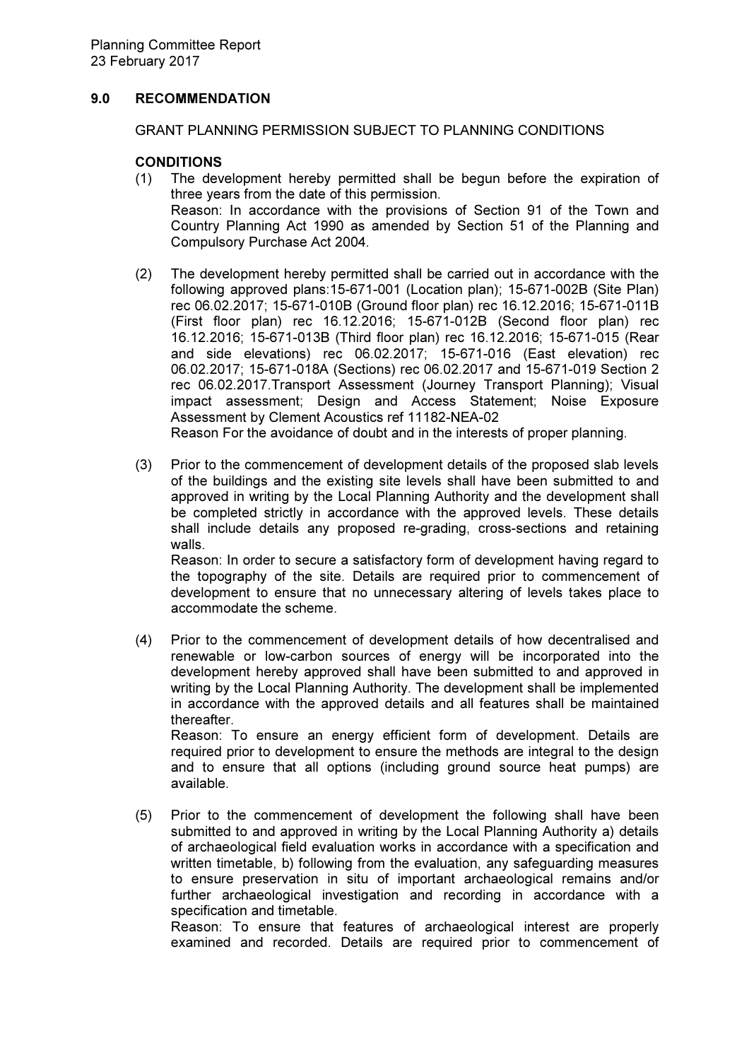## 9.0 RECOMMENDATION

GRANT PLANNING PERMISSION SUBJECT TO PLANNING CONDITIONS

**CONDITIONS**

(1) The development hereby permitted shall be begun before the expiration of three years from the date of this permission.
Reason: In accordance with the provisions of Section 91 of the Town and Country Planning Act 1990 as amended by Section 51 of the Planning and Compulsory Purchase Act 2004.

(2) The development hereby permitted shall be carried out in accordance with the following approved plans:15-671-001 (Location plan); 15-671-002B (Site Plan) rec 06.02.2017; 15-671-010B (Ground floor plan) rec 16.12.2016; 15-671-011B (First floor plan) rec 16.12.2016; 15-671-012B (Second floor plan) rec 16.12.2016; 15-671-013B (Third floor plan) rec 16.12.2016; 15-671-015 (Rear and side elevations) rec 06.02.2017; 15-671-016 (East elevation) rec 06.02.2017; 15-671-018A (Sections) rec 06.02.2017 and 15-671-019 Section 2 rec 06.02.2017.Transport Assessment (Journey Transport Planning); Visual impact assessment; Design and Access Statement; Noise Exposure Assessment by Clement Acoustics ref 11182-NEA-02
Reason For the avoidance of doubt and in the interests of proper planning.

(3) Prior to the commencement of development details of the proposed slab levels of the buildings and the existing site levels shall have been submitted to and approved in writing by the Local Planning Authority and the development shall be completed strictly in accordance with the approved levels. These details shall include details any proposed re-grading, cross-sections and retaining walls.
Reason: In order to secure a satisfactory form of development having regard to the topography of the site. Details are required prior to commencement of development to ensure that no unnecessary altering of levels takes place to accommodate the scheme.

(4) Prior to the commencement of development details of how decentralised and renewable or low-carbon sources of energy will be incorporated into the development hereby approved shall have been submitted to and approved in writing by the Local Planning Authority. The development shall be implemented in accordance with the approved details and all features shall be maintained thereafter.
Reason: To ensure an energy efficient form of development. Details are required prior to development to ensure the methods are integral to the design and to ensure that all options (including ground source heat pumps) are available.

(5) Prior to the commencement of development the following shall have been submitted to and approved in writing by the Local Planning Authority a) details of archaeological field evaluation works in accordance with a specification and written timetable, b) following from the evaluation, any safeguarding measures to ensure preservation in situ of important archaeological remains and/or further archaeological investigation and recording in accordance with a specification and timetable.
Reason: To ensure that features of archaeological interest are properly examined and recorded. Details are required prior to commencement of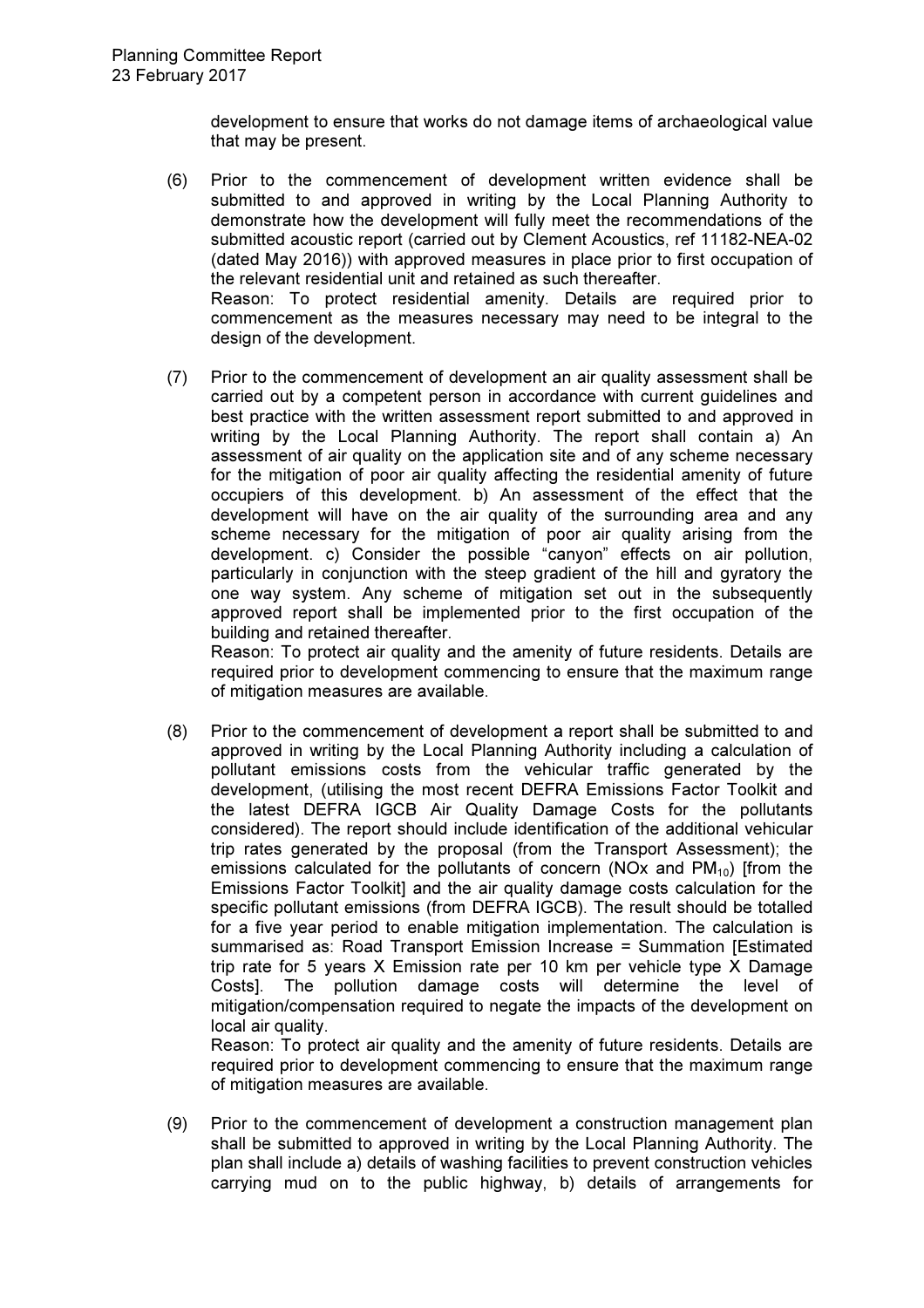development to ensure that works do not damage items of archaeological value that may be present.

(6) Prior to the commencement of development written evidence shall be submitted to and approved in writing by the Local Planning Authority to demonstrate how the development will fully meet the recommendations of the submitted acoustic report (carried out by Clement Acoustics, ref 11182-NEA-02 (dated May 2016)) with approved measures in place prior to first occupation of the relevant residential unit and retained as such thereafter.
Reason: To protect residential amenity. Details are required prior to commencement as the measures necessary may need to be integral to the design of the development.

(7) Prior to the commencement of development an air quality assessment shall be carried out by a competent person in accordance with current guidelines and best practice with the written assessment report submitted to and approved in writing by the Local Planning Authority. The report shall contain a) An assessment of air quality on the application site and of any scheme necessary for the mitigation of poor air quality affecting the residential amenity of future occupiers of this development. b) An assessment of the effect that the development will have on the air quality of the surrounding area and any scheme necessary for the mitigation of poor air quality arising from the development. c) Consider the possible "canyon" effects on air pollution, particularly in conjunction with the steep gradient of the hill and gyratory the one way system. Any scheme of mitigation set out in the subsequently approved report shall be implemented prior to the first occupation of the building and retained thereafter.
Reason: To protect air quality and the amenity of future residents. Details are required prior to development commencing to ensure that the maximum range of mitigation measures are available.

(8) Prior to the commencement of development a report shall be submitted to and approved in writing by the Local Planning Authority including a calculation of pollutant emissions costs from the vehicular traffic generated by the development, (utilising the most recent DEFRA Emissions Factor Toolkit and the latest DEFRA IGCB Air Quality Damage Costs for the pollutants considered). The report should include identification of the additional vehicular trip rates generated by the proposal (from the Transport Assessment); the emissions calculated for the pollutants of concern (NOx and $PM_{10}$) [from the Emissions Factor Toolkit] and the air quality damage costs calculation for the specific pollutant emissions (from DEFRA IGCB). The result should be totalled for a five year period to enable mitigation implementation. The calculation is summarised as: Road Transport Emission Increase = Summation [Estimated trip rate for 5 years X Emission rate per 10 km per vehicle type X Damage Costs]. The pollution damage costs will determine the level of mitigation/compensation required to negate the impacts of the development on local air quality.
Reason: To protect air quality and the amenity of future residents. Details are required prior to development commencing to ensure that the maximum range of mitigation measures are available.

(9) Prior to the commencement of development a construction management plan shall be submitted to approved in writing by the Local Planning Authority. The plan shall include a) details of washing facilities to prevent construction vehicles carrying mud on to the public highway, b) details of arrangements for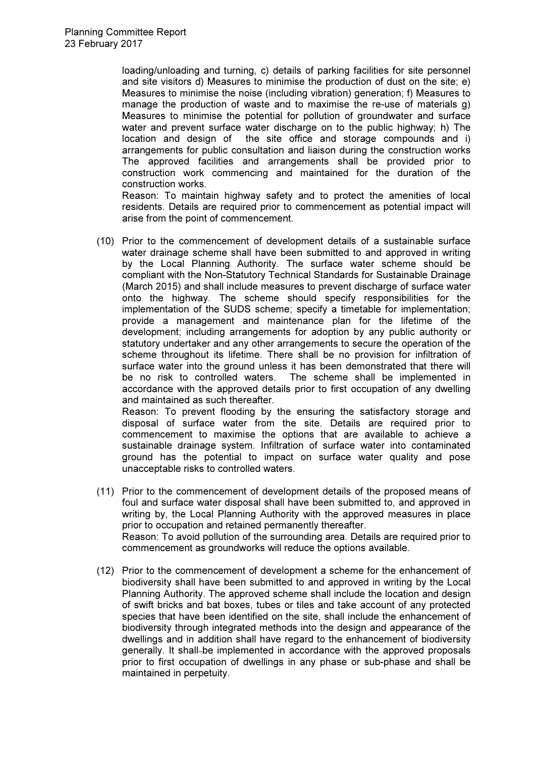loading/unloading and turning, c) details of parking facilities for site personnel and site visitors d) Measures to minimise the production of dust on the site; e) Measures to minimise the noise (including vibration) generation; f) Measures to manage the production of waste and to maximise the re-use of materials g) Measures to minimise the potential for pollution of groundwater and surface water and prevent surface water discharge on to the public highway; h) The location and design of the site office and storage compounds and i) arrangements for public consultation and liaison during the construction works The approved facilities and arrangements shall be provided prior to construction work commencing and maintained for the duration of the construction works.
Reason: To maintain highway safety and to protect the amenities of local residents. Details are required prior to commencement as potential impact will arise from the point of commencement.

(10) Prior to the commencement of development details of a sustainable surface water drainage scheme shall have been submitted to and approved in writing by the Local Planning Authority. The surface water scheme should be compliant with the Non-Statutory Technical Standards for Sustainable Drainage (March 2015) and shall include measures to prevent discharge of surface water onto the highway. The scheme should specify responsibilities for the implementation of the SUDS scheme; specify a timetable for implementation; provide a management and maintenance plan for the lifetime of the development; including arrangements for adoption by any public authority or statutory undertaker and any other arrangements to secure the operation of the scheme throughout its lifetime. There shall be no provision for infiltration of surface water into the ground unless it has been demonstrated that there will be no risk to controlled waters. The scheme shall be implemented in accordance with the approved details prior to first occupation of any dwelling and maintained as such thereafter.
Reason: To prevent flooding by the ensuring the satisfactory storage and disposal of surface water from the site. Details are required prior to commencement to maximise the options that are available to achieve a sustainable drainage system. Infiltration of surface water into contaminated ground has the potential to impact on surface water quality and pose unacceptable risks to controlled waters.

(11) Prior to the commencement of development details of the proposed means of foul and surface water disposal shall have been submitted to, and approved in writing by, the Local Planning Authority with the approved measures in place prior to occupation and retained permanently thereafter.
Reason: To avoid pollution of the surrounding area. Details are required prior to commencement as groundworks will reduce the options available.

(12) Prior to the commencement of development a scheme for the enhancement of biodiversity shall have been submitted to and approved in writing by the Local Planning Authority. The approved scheme shall include the location and design of swift bricks and bat boxes, tubes or tiles and take account of any protected species that have been identified on the site, shall include the enhancement of biodiversity through integrated methods into the design and appearance of the dwellings and in addition shall have regard to the enhancement of biodiversity generally. It shall be implemented in accordance with the approved proposals prior to first occupation of dwellings in any phase or sub-phase and shall be maintained in perpetuity.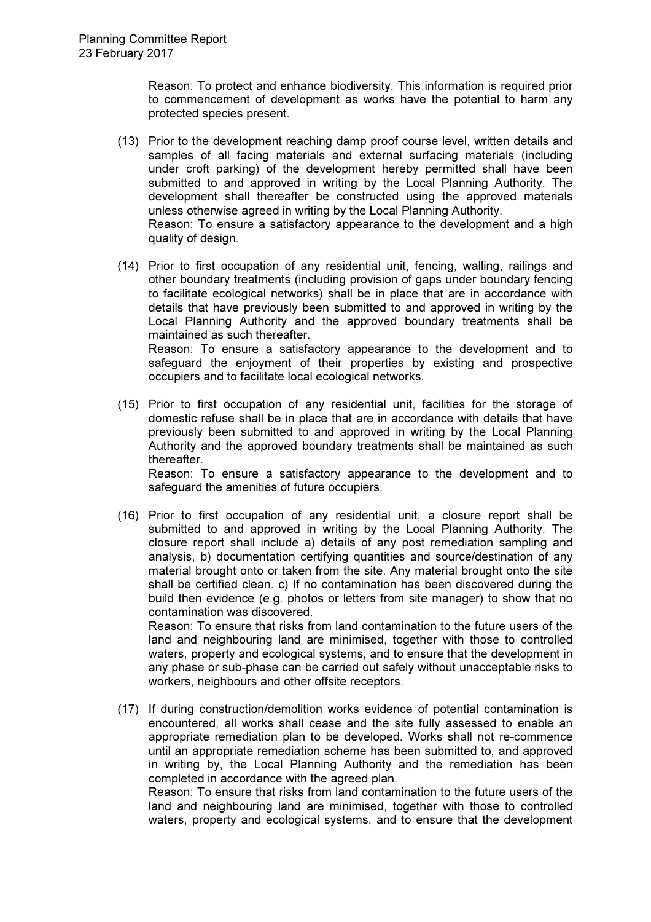Reason: To protect and enhance biodiversity. This information is required prior to commencement of development as works have the potential to harm any protected species present.

(13) Prior to the development reaching damp proof course level, written details and samples of all facing materials and external surfacing materials (including under croft parking) of the development hereby permitted shall have been submitted to and approved in writing by the Local Planning Authority. The development shall thereafter be constructed using the approved materials unless otherwise agreed in writing by the Local Planning Authority.
Reason: To ensure a satisfactory appearance to the development and a high quality of design.

(14) Prior to first occupation of any residential unit, fencing, walling, railings and other boundary treatments (including provision of gaps under boundary fencing to facilitate ecological networks) shall be in place that are in accordance with details that have previously been submitted to and approved in writing by the Local Planning Authority and the approved boundary treatments shall be maintained as such thereafter.
Reason: To ensure a satisfactory appearance to the development and to safeguard the enjoyment of their properties by existing and prospective occupiers and to facilitate local ecological networks.

(15) Prior to first occupation of any residential unit, facilities for the storage of domestic refuse shall be in place that are in accordance with details that have previously been submitted to and approved in writing by the Local Planning Authority and the approved boundary treatments shall be maintained as such thereafter.
Reason: To ensure a satisfactory appearance to the development and to safeguard the amenities of future occupiers.

(16) Prior to first occupation of any residential unit, a closure report shall be submitted to and approved in writing by the Local Planning Authority. The closure report shall include a) details of any post remediation sampling and analysis, b) documentation certifying quantities and source/destination of any material brought onto or taken from the site. Any material brought onto the site shall be certified clean. c) If no contamination has been discovered during the build then evidence (e.g. photos or letters from site manager) to show that no contamination was discovered.
Reason: To ensure that risks from land contamination to the future users of the land and neighbouring land are minimised, together with those to controlled waters, property and ecological systems, and to ensure that the development in any phase or sub-phase can be carried out safely without unacceptable risks to workers, neighbours and other offsite receptors.

(17) If during construction/demolition works evidence of potential contamination is encountered, all works shall cease and the site fully assessed to enable an appropriate remediation plan to be developed. Works shall not re-commence until an appropriate remediation scheme has been submitted to, and approved in writing by, the Local Planning Authority and the remediation has been completed in accordance with the agreed plan.
Reason: To ensure that risks from land contamination to the future users of the land and neighbouring land are minimised, together with those to controlled waters, property and ecological systems, and to ensure that the development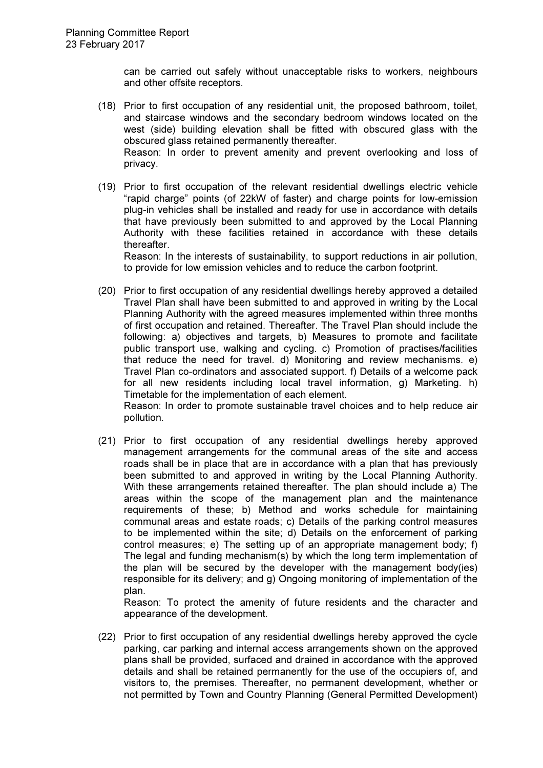can be carried out safely without unacceptable risks to workers, neighbours and other offsite receptors.

(18) Prior to first occupation of any residential unit, the proposed bathroom, toilet, and staircase windows and the secondary bedroom windows located on the west (side) building elevation shall be fitted with obscured glass with the obscured glass retained permanently thereafter.
Reason: In order to prevent amenity and prevent overlooking and loss of privacy.

(19) Prior to first occupation of the relevant residential dwellings electric vehicle "rapid charge" points (of 22kW of faster) and charge points for low-emission plug-in vehicles shall be installed and ready for use in accordance with details that have previously been submitted to and approved by the Local Planning Authority with these facilities retained in accordance with these details thereafter.
Reason: In the interests of sustainability, to support reductions in air pollution, to provide for low emission vehicles and to reduce the carbon footprint.

(20) Prior to first occupation of any residential dwellings hereby approved a detailed Travel Plan shall have been submitted to and approved in writing by the Local Planning Authority with the agreed measures implemented within three months of first occupation and retained. Thereafter. The Travel Plan should include the following: a) objectives and targets, b) Measures to promote and facilitate public transport use, walking and cycling. c) Promotion of practises/facilities that reduce the need for travel. d) Monitoring and review mechanisms. e) Travel Plan co-ordinators and associated support. f) Details of a welcome pack for all new residents including local travel information, g) Marketing. h) Timetable for the implementation of each element.
Reason: In order to promote sustainable travel choices and to help reduce air pollution.

(21) Prior to first occupation of any residential dwellings hereby approved management arrangements for the communal areas of the site and access roads shall be in place that are in accordance with a plan that has previously been submitted to and approved in writing by the Local Planning Authority. With these arrangements retained thereafter. The plan should include a) The areas within the scope of the management plan and the maintenance requirements of these; b) Method and works schedule for maintaining communal areas and estate roads; c) Details of the parking control measures to be implemented within the site; d) Details on the enforcement of parking control measures; e) The setting up of an appropriate management body; f) The legal and funding mechanism(s) by which the long term implementation of the plan will be secured by the developer with the management body(ies) responsible for its delivery; and g) Ongoing monitoring of implementation of the plan.
Reason: To protect the amenity of future residents and the character and appearance of the development.

(22) Prior to first occupation of any residential dwellings hereby approved the cycle parking, car parking and internal access arrangements shown on the approved plans shall be provided, surfaced and drained in accordance with the approved details and shall be retained permanently for the use of the occupiers of, and visitors to, the premises. Thereafter, no permanent development, whether or not permitted by Town and Country Planning (General Permitted Development)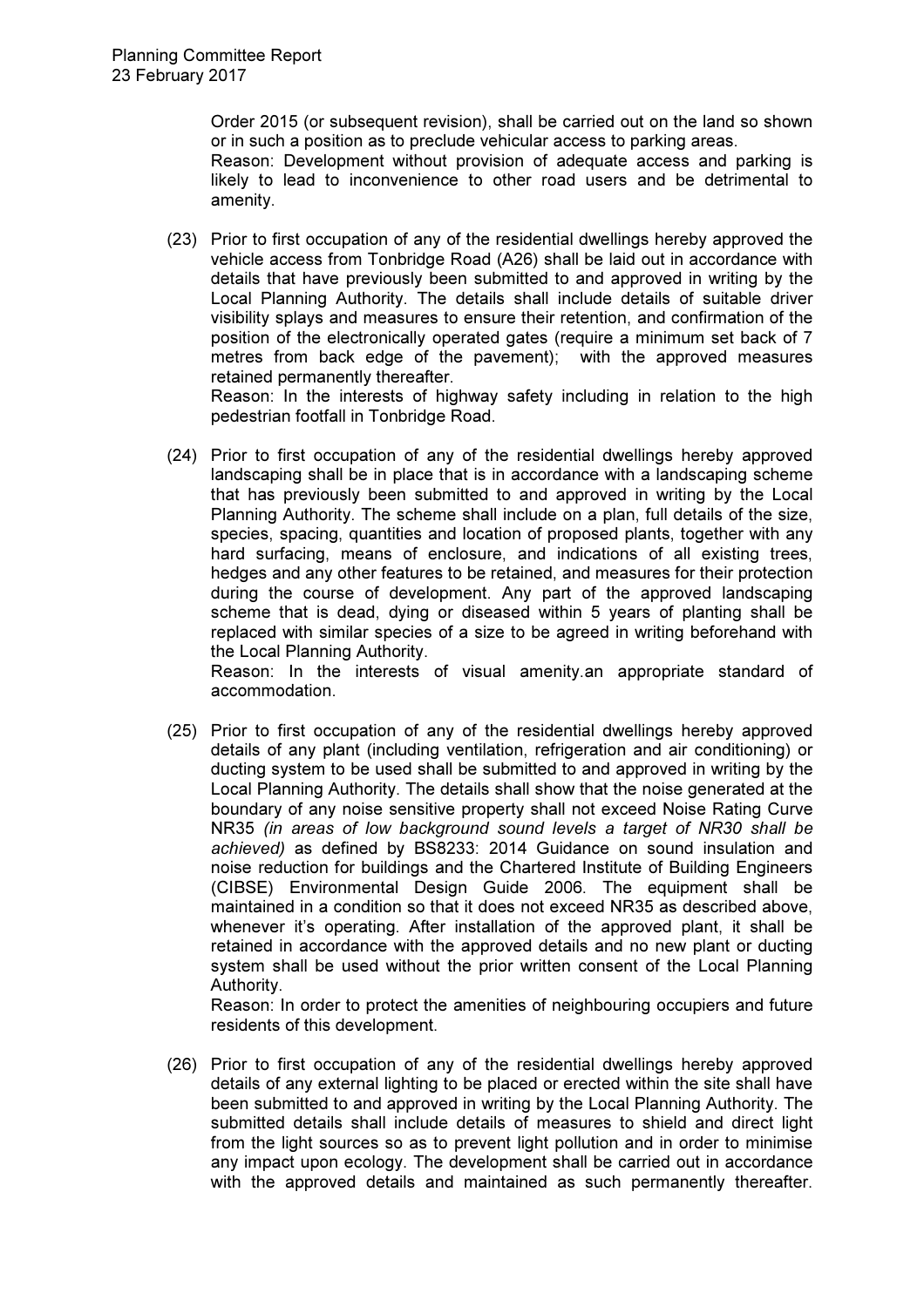Order 2015 (or subsequent revision), shall be carried out on the land so shown or in such a position as to preclude vehicular access to parking areas.
Reason: Development without provision of adequate access and parking is likely to lead to inconvenience to other road users and be detrimental to amenity.

(23) Prior to first occupation of any of the residential dwellings hereby approved the vehicle access from Tonbridge Road (A26) shall be laid out in accordance with details that have previously been submitted to and approved in writing by the Local Planning Authority. The details shall include details of suitable driver visibility splays and measures to ensure their retention, and confirmation of the position of the electronically operated gates (require a minimum set back of 7 metres from back edge of the pavement); with the approved measures retained permanently thereafter.
Reason: In the interests of highway safety including in relation to the high pedestrian footfall in Tonbridge Road.

(24) Prior to first occupation of any of the residential dwellings hereby approved landscaping shall be in place that is in accordance with a landscaping scheme that has previously been submitted to and approved in writing by the Local Planning Authority. The scheme shall include on a plan, full details of the size, species, spacing, quantities and location of proposed plants, together with any hard surfacing, means of enclosure, and indications of all existing trees, hedges and any other features to be retained, and measures for their protection during the course of development. Any part of the approved landscaping scheme that is dead, dying or diseased within 5 years of planting shall be replaced with similar species of a size to be agreed in writing beforehand with the Local Planning Authority.
Reason: In the interests of visual amenity.an appropriate standard of accommodation.

(25) Prior to first occupation of any of the residential dwellings hereby approved details of any plant (including ventilation, refrigeration and air conditioning) or ducting system to be used shall be submitted to and approved in writing by the Local Planning Authority. The details shall show that the noise generated at the boundary of any noise sensitive property shall not exceed Noise Rating Curve NR35 *(in areas of low background sound levels a target of NR30 shall be achieved)* as defined by BS8233: 2014 Guidance on sound insulation and noise reduction for buildings and the Chartered Institute of Building Engineers (CIBSE) Environmental Design Guide 2006. The equipment shall be maintained in a condition so that it does not exceed NR35 as described above, whenever it's operating. After installation of the approved plant, it shall be retained in accordance with the approved details and no new plant or ducting system shall be used without the prior written consent of the Local Planning Authority.
Reason: In order to protect the amenities of neighbouring occupiers and future residents of this development.

(26) Prior to first occupation of any of the residential dwellings hereby approved details of any external lighting to be placed or erected within the site shall have been submitted to and approved in writing by the Local Planning Authority. The submitted details shall include details of measures to shield and direct light from the light sources so as to prevent light pollution and in order to minimise any impact upon ecology. The development shall be carried out in accordance with the approved details and maintained as such permanently thereafter.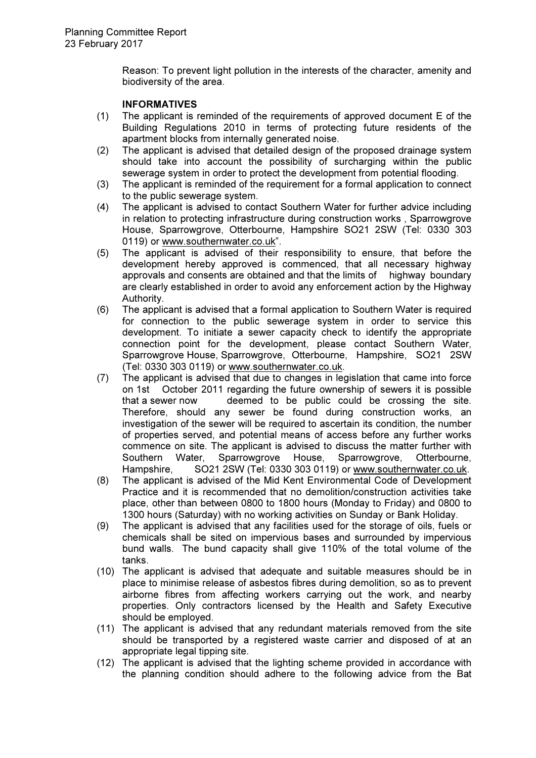Reason: To prevent light pollution in the interests of the character, amenity and biodiversity of the area.

**INFORMATIVES**

(1) The applicant is reminded of the requirements of approved document E of the Building Regulations 2010 in terms of protecting future residents of the apartment blocks from internally generated noise.

(2) The applicant is advised that detailed design of the proposed drainage system should take into account the possibility of surcharging within the public sewerage system in order to protect the development from potential flooding.

(3) The applicant is reminded of the requirement for a formal application to connect to the public sewerage system.

(4) The applicant is advised to contact Southern Water for further advice including in relation to protecting infrastructure during construction works , Sparrowgrove House, Sparrowgrove, Otterbourne, Hampshire SO21 2SW (Tel: 0330 303 0119) or www.southernwater.co.uk".

(5) The applicant is advised of their responsibility to ensure, that before the development hereby approved is commenced, that all necessary highway approvals and consents are obtained and that the limits of highway boundary are clearly established in order to avoid any enforcement action by the Highway Authority.

(6) The applicant is advised that a formal application to Southern Water is required for connection to the public sewerage system in order to service this development. To initiate a sewer capacity check to identify the appropriate connection point for the development, please contact Southern Water, Sparrowgrove House, Sparrowgrove, Otterbourne, Hampshire, SO21 2SW (Tel: 0330 303 0119) or www.southernwater.co.uk.

(7) The applicant is advised that due to changes in legislation that came into force on 1st October 2011 regarding the future ownership of sewers it is possible that a sewer now deemed to be public could be crossing the site. Therefore, should any sewer be found during construction works, an investigation of the sewer will be required to ascertain its condition, the number of properties served, and potential means of access before any further works commence on site. The applicant is advised to discuss the matter further with Southern Water, Sparrowgrove House, Sparrowgrove, Otterbourne, Hampshire, SO21 2SW (Tel: 0330 303 0119) or www.southernwater.co.uk.

(8) The applicant is advised of the Mid Kent Environmental Code of Development Practice and it is recommended that no demolition/construction activities take place, other than between 0800 to 1800 hours (Monday to Friday) and 0800 to 1300 hours (Saturday) with no working activities on Sunday or Bank Holiday.

(9) The applicant is advised that any facilities used for the storage of oils, fuels or chemicals shall be sited on impervious bases and surrounded by impervious bund walls. The bund capacity shall give 110% of the total volume of the tanks.

(10) The applicant is advised that adequate and suitable measures should be in place to minimise release of asbestos fibres during demolition, so as to prevent airborne fibres from affecting workers carrying out the work, and nearby properties. Only contractors licensed by the Health and Safety Executive should be employed.

(11) The applicant is advised that any redundant materials removed from the site should be transported by a registered waste carrier and disposed of at an appropriate legal tipping site.

(12) The applicant is advised that the lighting scheme provided in accordance with the planning condition should adhere to the following advice from the Bat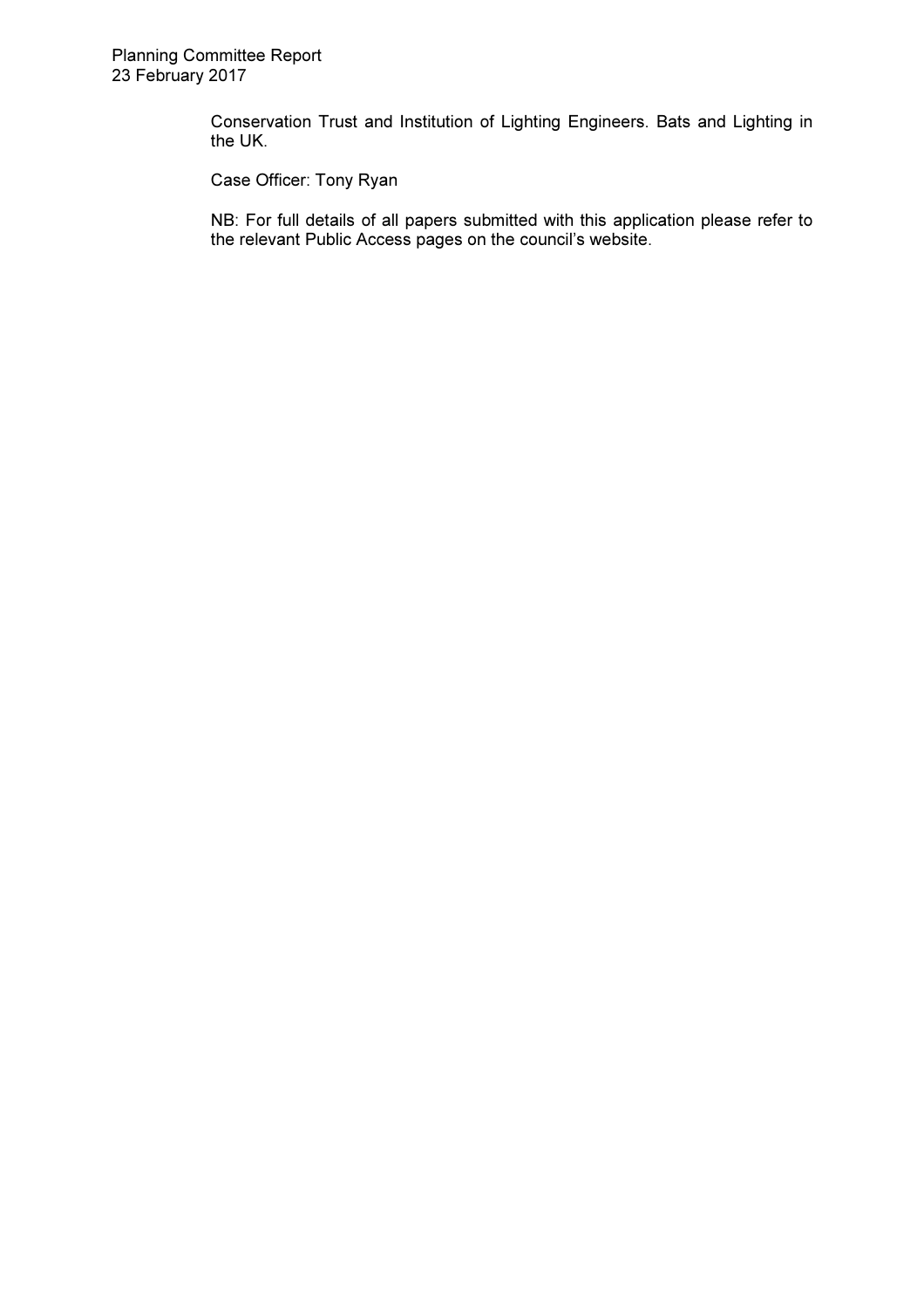Conservation Trust and Institution of Lighting Engineers. Bats and Lighting in the UK.

Case Officer: Tony Ryan

NB: For full details of all papers submitted with this application please refer to the relevant Public Access pages on the council's website.